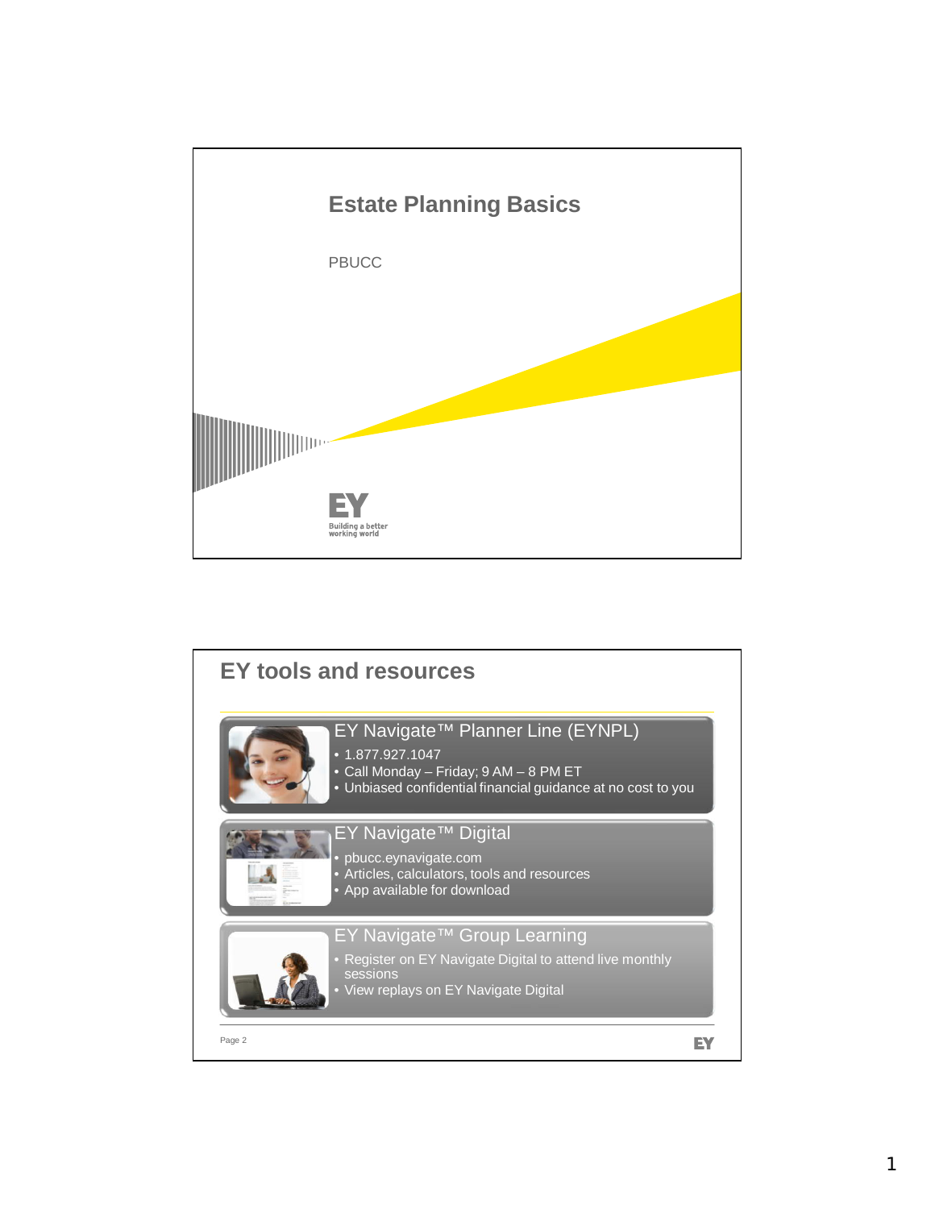# Estate Planning Basics

PBUCC

EY

Building a better working world

## EY tools and resources

### EY Navigate™ Planner Line (EYNPL)

- 1.877.927.1047
- Call Monday – Friday; 9 AM – 8 PM ET
- Unbiased confidential financial guidance at no cost to you

### EY Navigate™ Digital

- pbucc.eynavigate.com
- Articles, calculators, tools and resources
- App available for download

### EY Navigate™ Group Learning

- Register on EY Navigate Digital to attend live monthly sessions
- View replays on EY Navigate Digital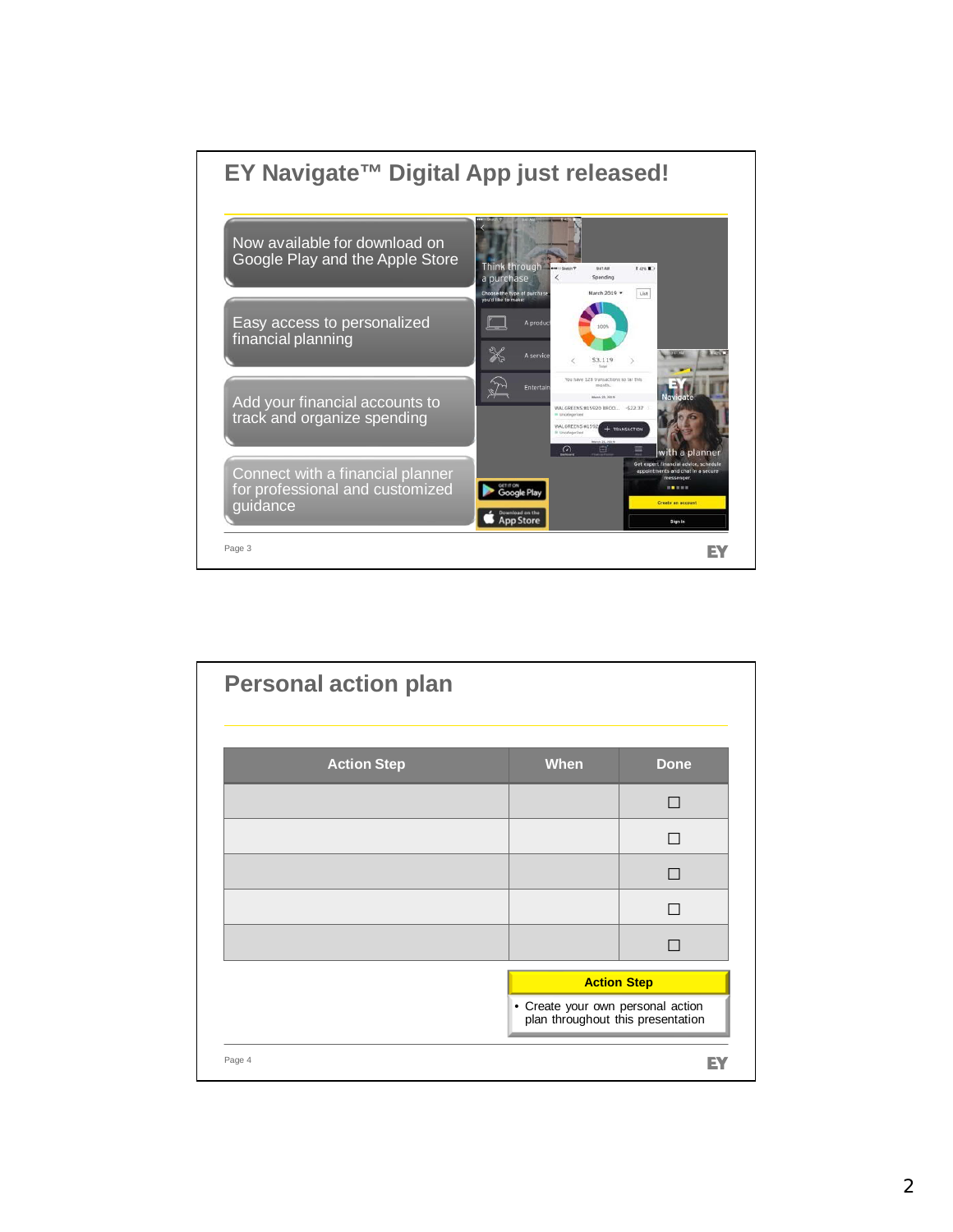## EY Navigate™ Digital App just released!

- Now available for download on Google Play and the Apple Store
- Easy access to personalized financial planning
- Add your financial accounts to track and organize spending
- Connect with a financial planner for professional and customized guidance

## Personal action plan

| Action Step | When | Done |
| --- | --- | --- |
| | | ☐ |
| | | ☐ |
| | | ☐ |
| | | ☐ |
| | | ☐ |

**Action Step**

- Create your own personal action plan throughout this presentation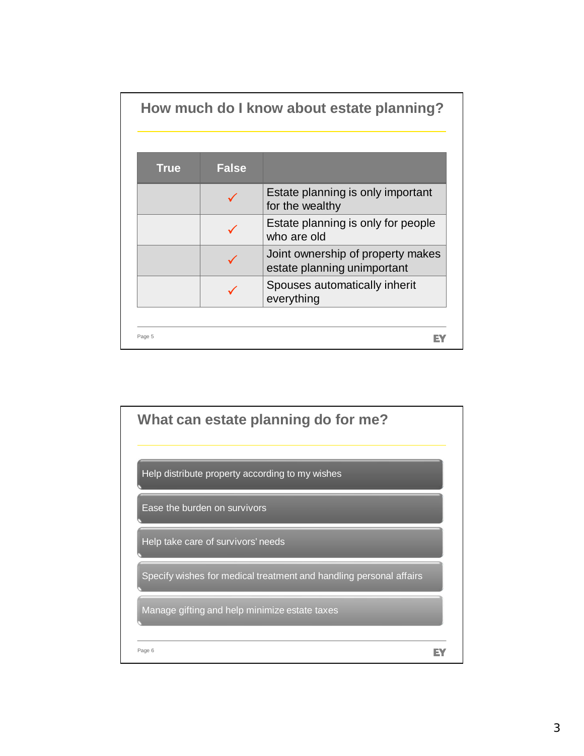## How much do I know about estate planning?

| True | False | |
|---|---|---|
| | ✓ | Estate planning is only important for the wealthy |
| | ✓ | Estate planning is only for people who are old |
| | ✓ | Joint ownership of property makes estate planning unimportant |
| | ✓ | Spouses automatically inherit everything |

## What can estate planning do for me?

- Help distribute property according to my wishes
- Ease the burden on survivors
- Help take care of survivors' needs
- Specify wishes for medical treatment and handling personal affairs
- Manage gifting and help minimize estate taxes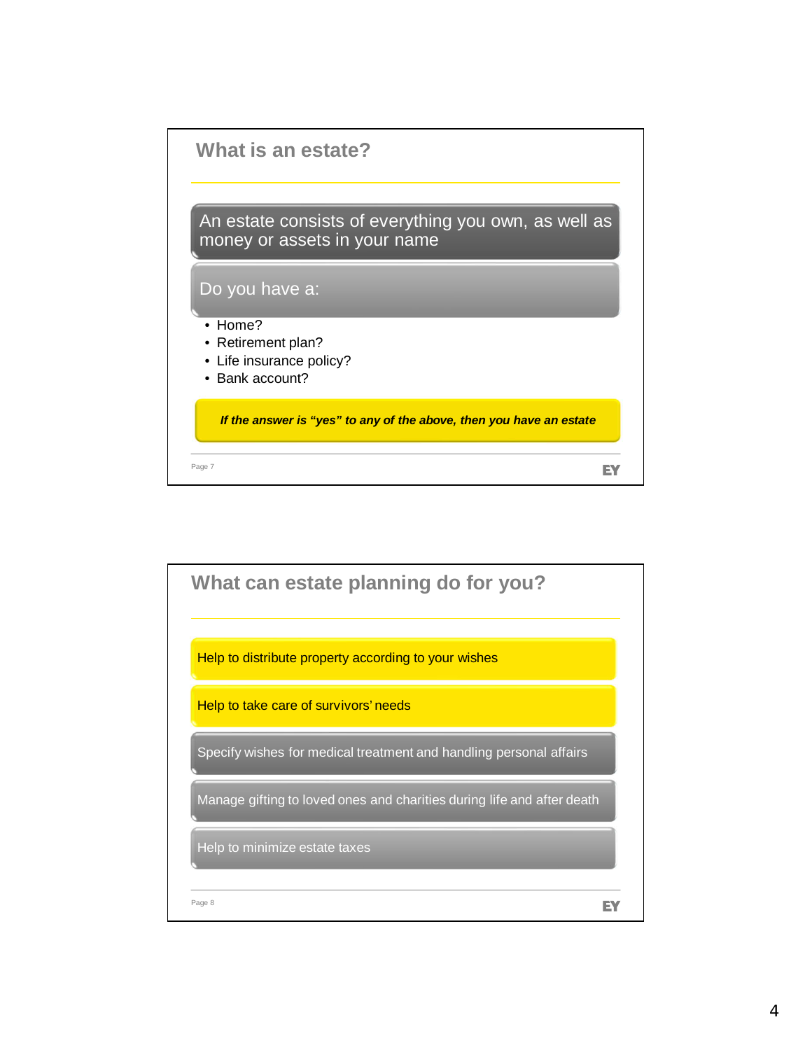## What is an estate?

An estate consists of everything you own, as well as money or assets in your name

Do you have a:

- Home?
- Retirement plan?
- Life insurance policy?
- Bank account?

***If the answer is "yes" to any of the above, then you have an estate***

## What can estate planning do for you?

- Help to distribute property according to your wishes
- Help to take care of survivors' needs
- Specify wishes for medical treatment and handling personal affairs
- Manage gifting to loved ones and charities during life and after death
- Help to minimize estate taxes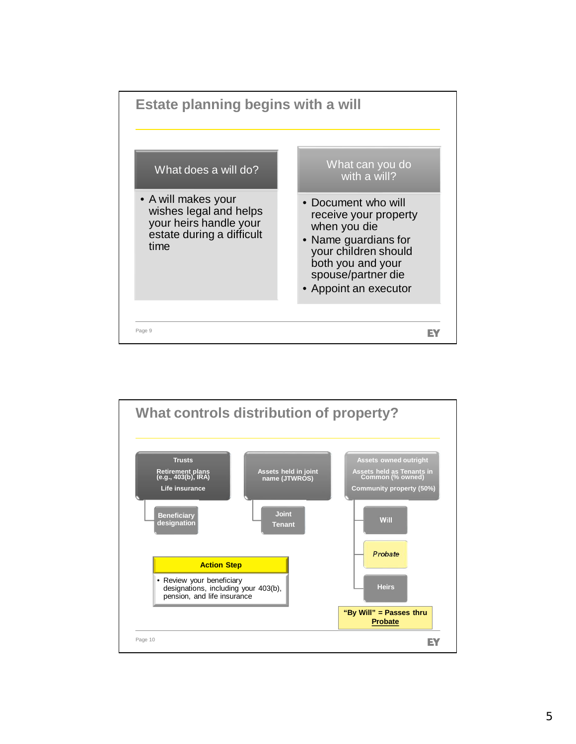## Estate planning begins with a will

### What does a will do?

- A will makes your wishes legal and helps your heirs handle your estate during a difficult time

### What can you do with a will?

- Document who will receive your property when you die
- Name guardians for your children should both you and your spouse/partner die
- Appoint an executor

## What controls distribution of property?

**Trusts**

**Retirement plans (e.g., 403(b), IRA)**

**Life insurance**

→ **Beneficiary designation**

**Assets held in joint name (JTWROS)**

→ **Joint Tenant**

**Assets owned outright**

**Assets held as Tenants in Common (% owned)**

**Community property (50%)**

→ **Will**

→ *Probate*

→ **Heirs**

**"By Will" = Passes thru Probate**

**Action Step**

- Review your beneficiary designations, including your 403(b), pension, and life insurance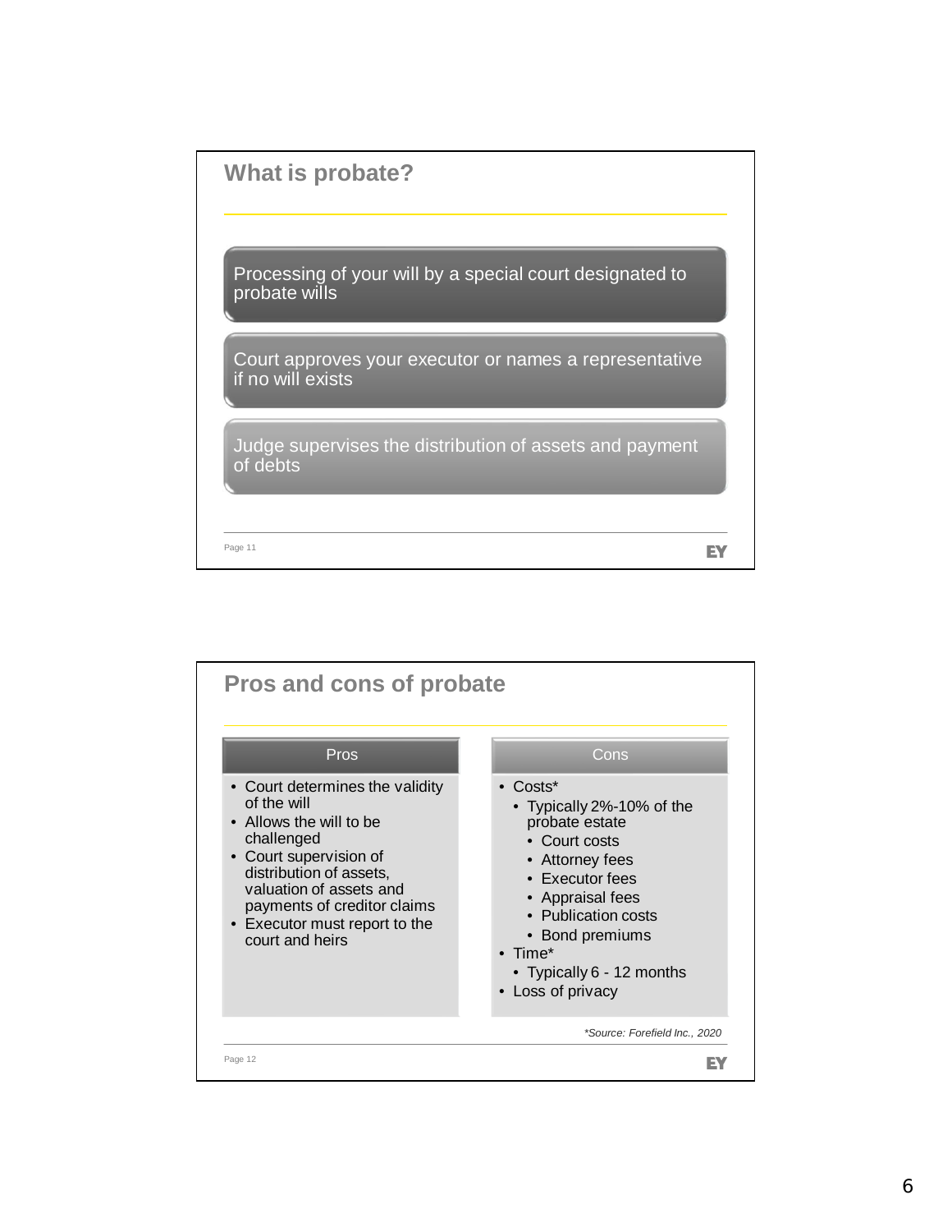## What is probate?

Processing of your will by a special court designated to probate wills

Court approves your executor or names a representative if no will exists

Judge supervises the distribution of assets and payment of debts

Page 11

## Pros and cons of probate

**Pros**

- Court determines the validity of the will
- Allows the will to be challenged
- Court supervision of distribution of assets, valuation of assets and payments of creditor claims
- Executor must report to the court and heirs

**Cons**

- Costs*
  - Typically 2%-10% of the probate estate
    - Court costs
    - Attorney fees
    - Executor fees
    - Appraisal fees
    - Publication costs
    - Bond premiums
- Time*
  - Typically 6 - 12 months
- Loss of privacy

*\*Source: Forefield Inc., 2020*

Page 12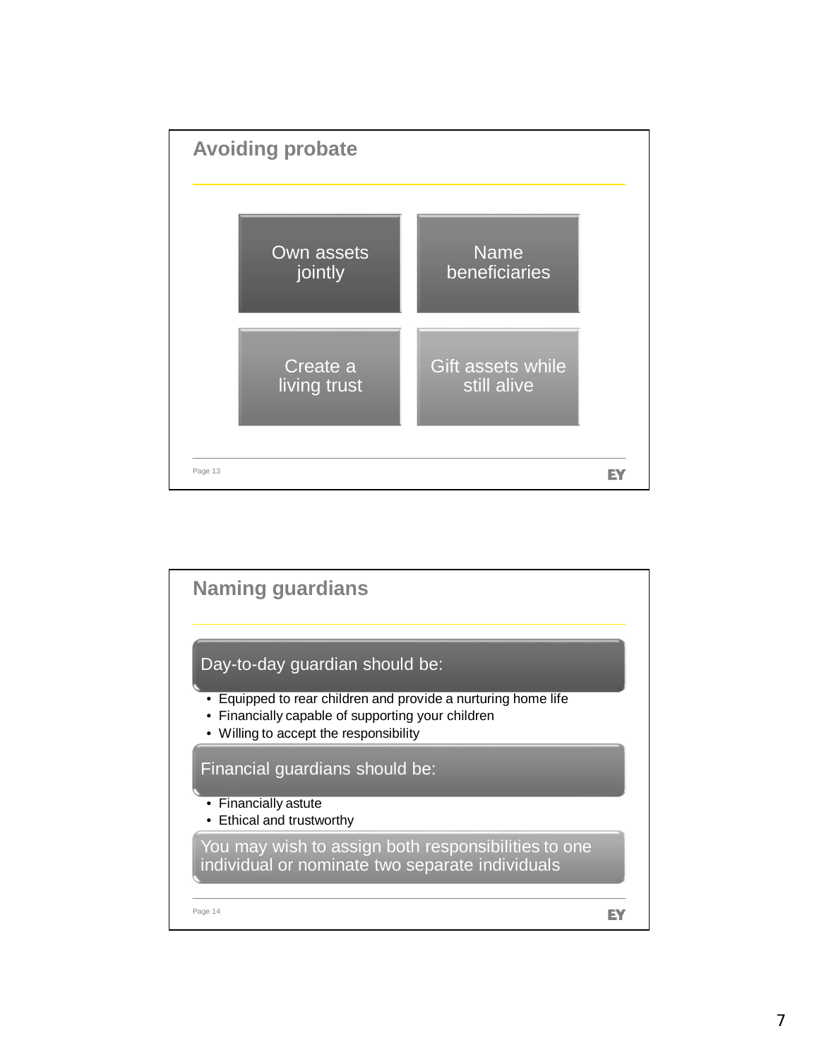## Avoiding probate

- Own assets jointly
- Name beneficiaries
- Create a living trust
- Gift assets while still alive

## Naming guardians

**Day-to-day guardian should be:**

- Equipped to rear children and provide a nurturing home life
- Financially capable of supporting your children
- Willing to accept the responsibility

**Financial guardians should be:**

- Financially astute
- Ethical and trustworthy

You may wish to assign both responsibilities to one individual or nominate two separate individuals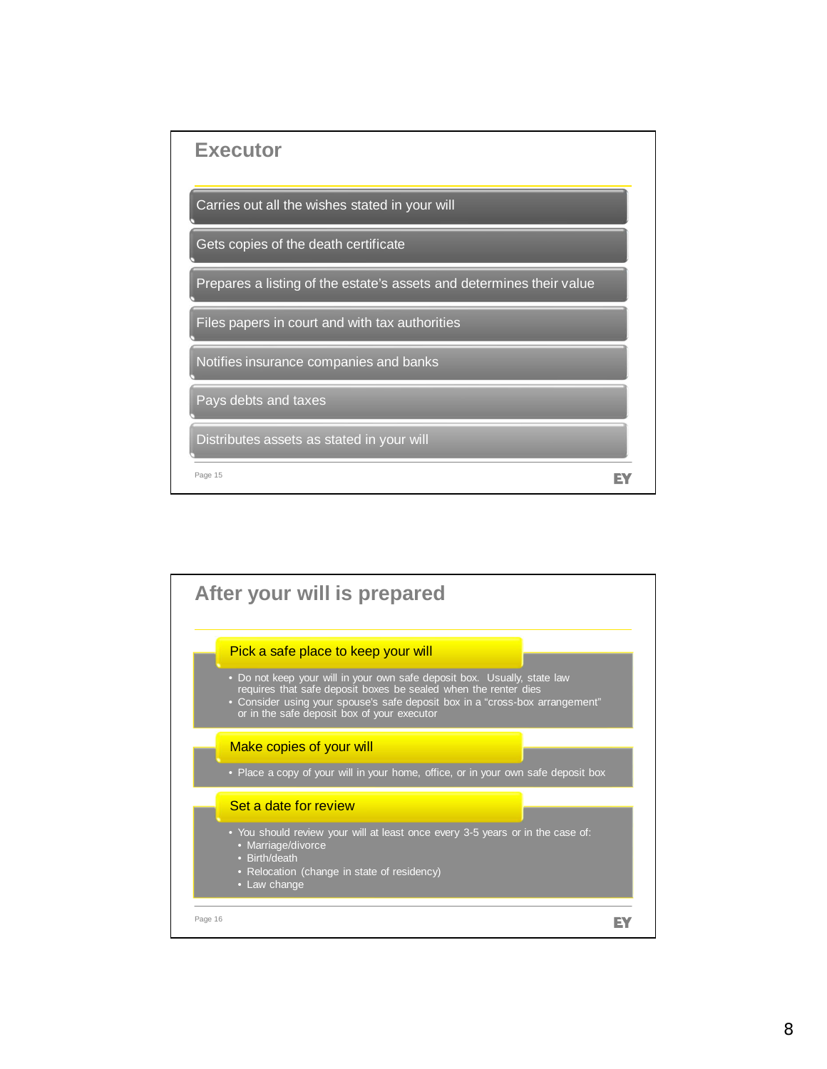## Executor

- Carries out all the wishes stated in your will
- Gets copies of the death certificate
- Prepares a listing of the estate's assets and determines their value
- Files papers in court and with tax authorities
- Notifies insurance companies and banks
- Pays debts and taxes
- Distributes assets as stated in your will

## After your will is prepared

### Pick a safe place to keep your will

- Do not keep your will in your own safe deposit box. Usually, state law requires that safe deposit boxes be sealed when the renter dies
- Consider using your spouse's safe deposit box in a "cross-box arrangement" or in the safe deposit box of your executor

### Make copies of your will

- Place a copy of your will in your home, office, or in your own safe deposit box

### Set a date for review

- You should review your will at least once every 3-5 years or in the case of:
  - Marriage/divorce
  - Birth/death
  - Relocation (change in state of residency)
  - Law change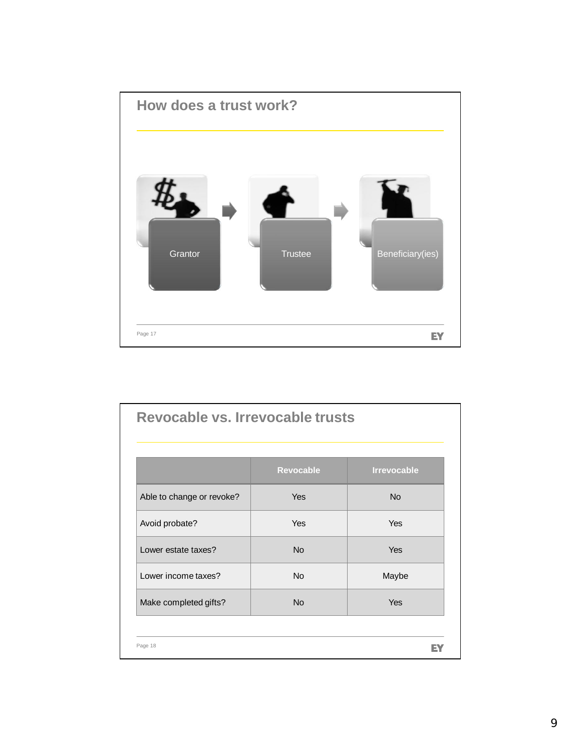## How does a trust work?

Grantor → Trustee → Beneficiary(ies)

## Revocable vs. Irrevocable trusts

| | Revocable | Irrevocable |
|---|---|---|
| Able to change or revoke? | Yes | No |
| Avoid probate? | Yes | Yes |
| Lower estate taxes? | No | Yes |
| Lower income taxes? | No | Maybe |
| Make completed gifts? | No | Yes |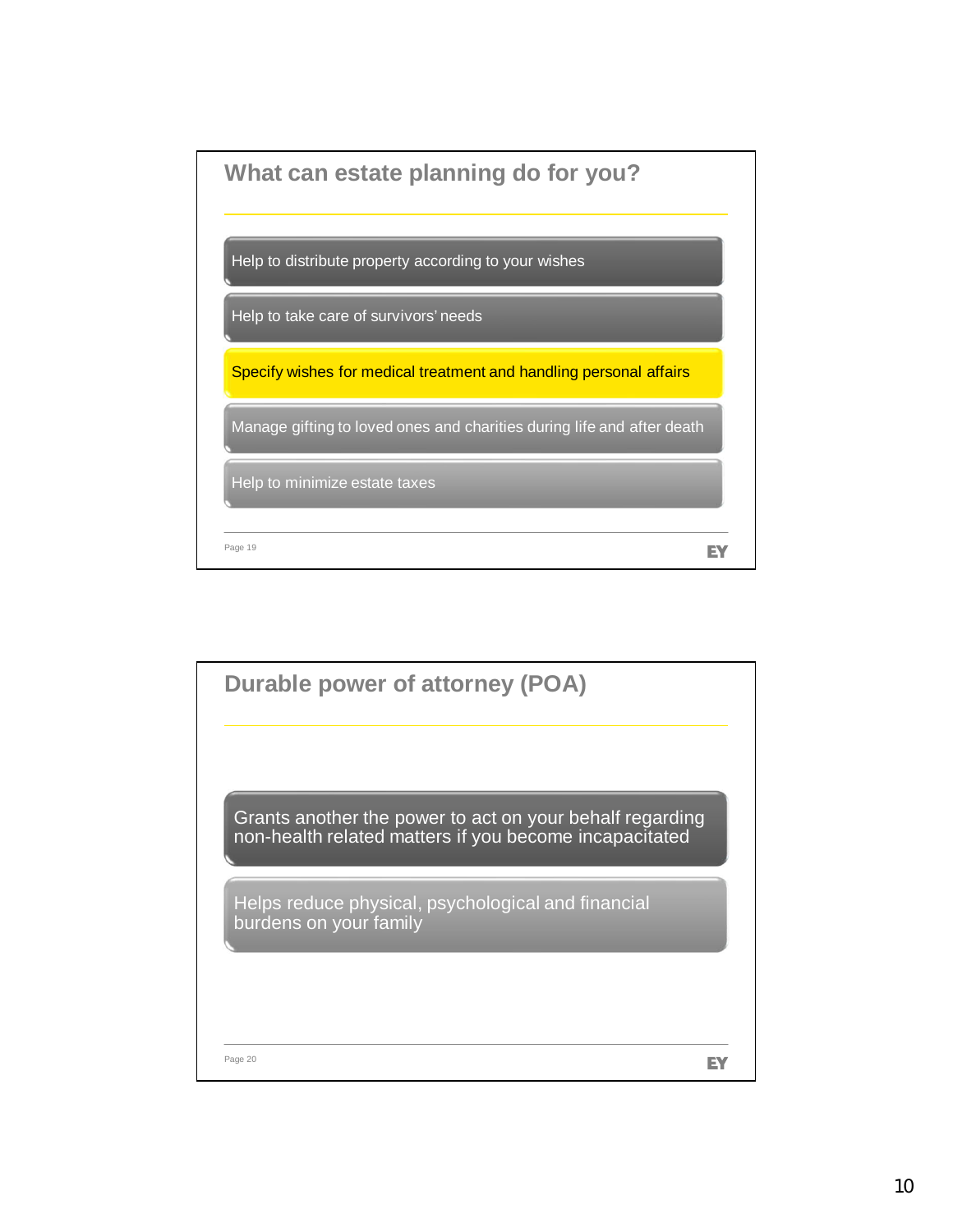## What can estate planning do for you?

- Help to distribute property according to your wishes
- Help to take care of survivors' needs
- Specify wishes for medical treatment and handling personal affairs
- Manage gifting to loved ones and charities during life and after death
- Help to minimize estate taxes

## Durable power of attorney (POA)

- Grants another the power to act on your behalf regarding non-health related matters if you become incapacitated
- Helps reduce physical, psychological and financial burdens on your family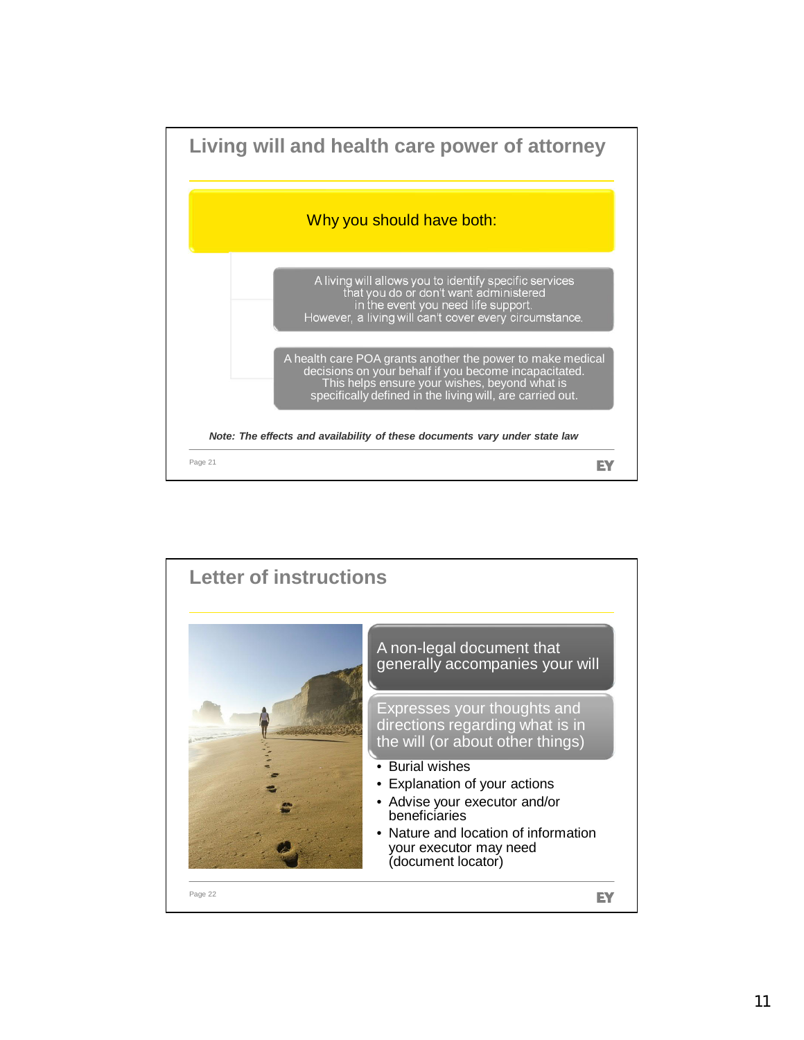## Living will and health care power of attorney

**Why you should have both:**

- A living will allows you to identify specific services that you do or don't want administered in the event you need life support. However, a living will can't cover every circumstance.
- A health care POA grants another the power to make medical decisions on your behalf if you become incapacitated. This helps ensure your wishes, beyond what is specifically defined in the living will, are carried out.

***Note: The effects and availability of these documents vary under state law***

## Letter of instructions

A non-legal document that generally accompanies your will

Expresses your thoughts and directions regarding what is in the will (or about other things)

- Burial wishes
- Explanation of your actions
- Advise your executor and/or beneficiaries
- Nature and location of information your executor may need (document locator)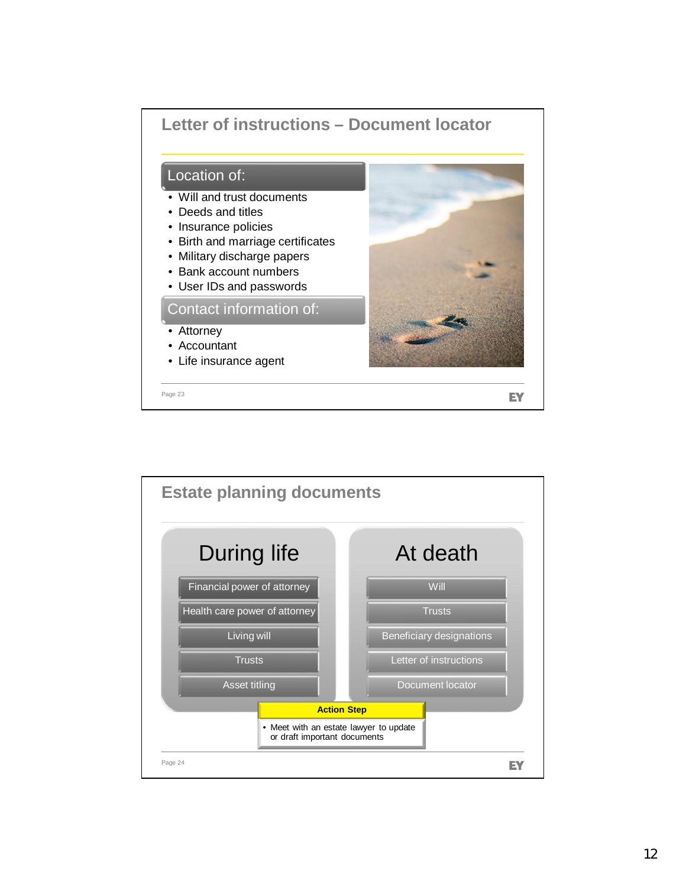## Letter of instructions – Document locator

**Location of:**

- Will and trust documents
- Deeds and titles
- Insurance policies
- Birth and marriage certificates
- Military discharge papers
- Bank account numbers
- User IDs and passwords

**Contact information of:**

- Attorney
- Accountant
- Life insurance agent

## Estate planning documents

| During life | At death |
|---|---|
| Financial power of attorney | Will |
| Health care power of attorney | Trusts |
| Living will | Beneficiary designations |
| Trusts | Letter of instructions |
| Asset titling | Document locator |

**Action Step**

- Meet with an estate lawyer to update or draft important documents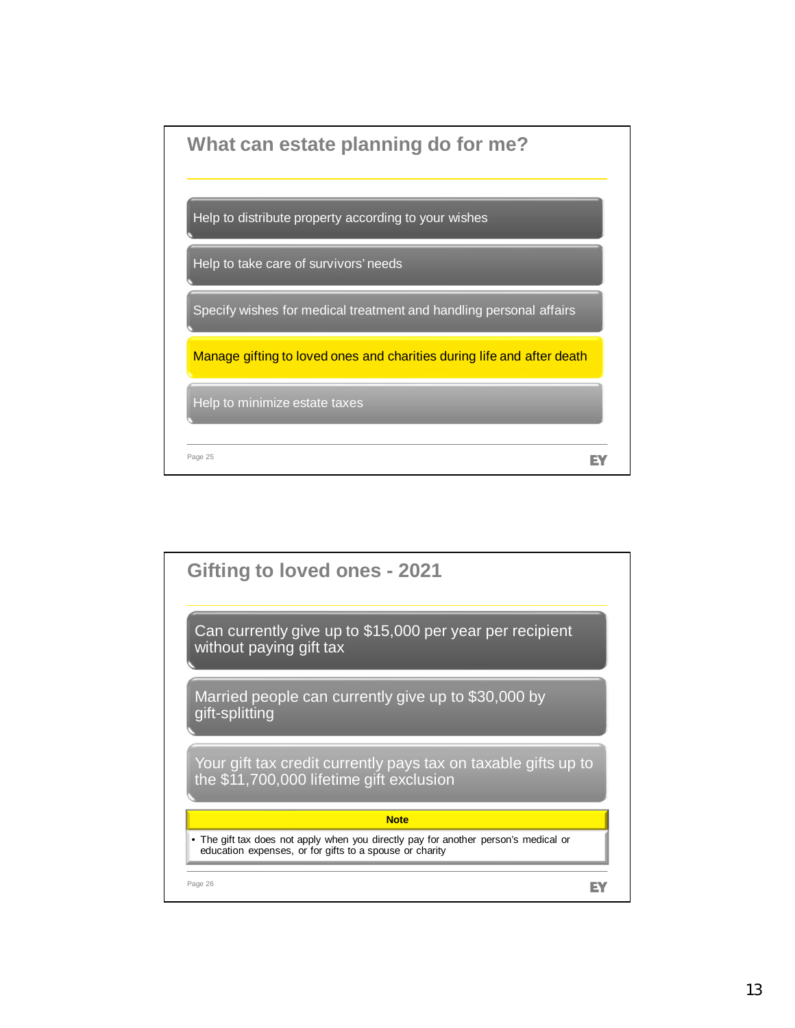## What can estate planning do for me?

- Help to distribute property according to your wishes
- Help to take care of survivors' needs
- Specify wishes for medical treatment and handling personal affairs
- **Manage gifting to loved ones and charities during life and after death**
- Help to minimize estate taxes

## Gifting to loved ones - 2021

- Can currently give up to $15,000 per year per recipient without paying gift tax
- Married people can currently give up to $30,000 by gift-splitting
- Your gift tax credit currently pays tax on taxable gifts up to the $11,700,000 lifetime gift exclusion

**Note**

- The gift tax does not apply when you directly pay for another person's medical or education expenses, or for gifts to a spouse or charity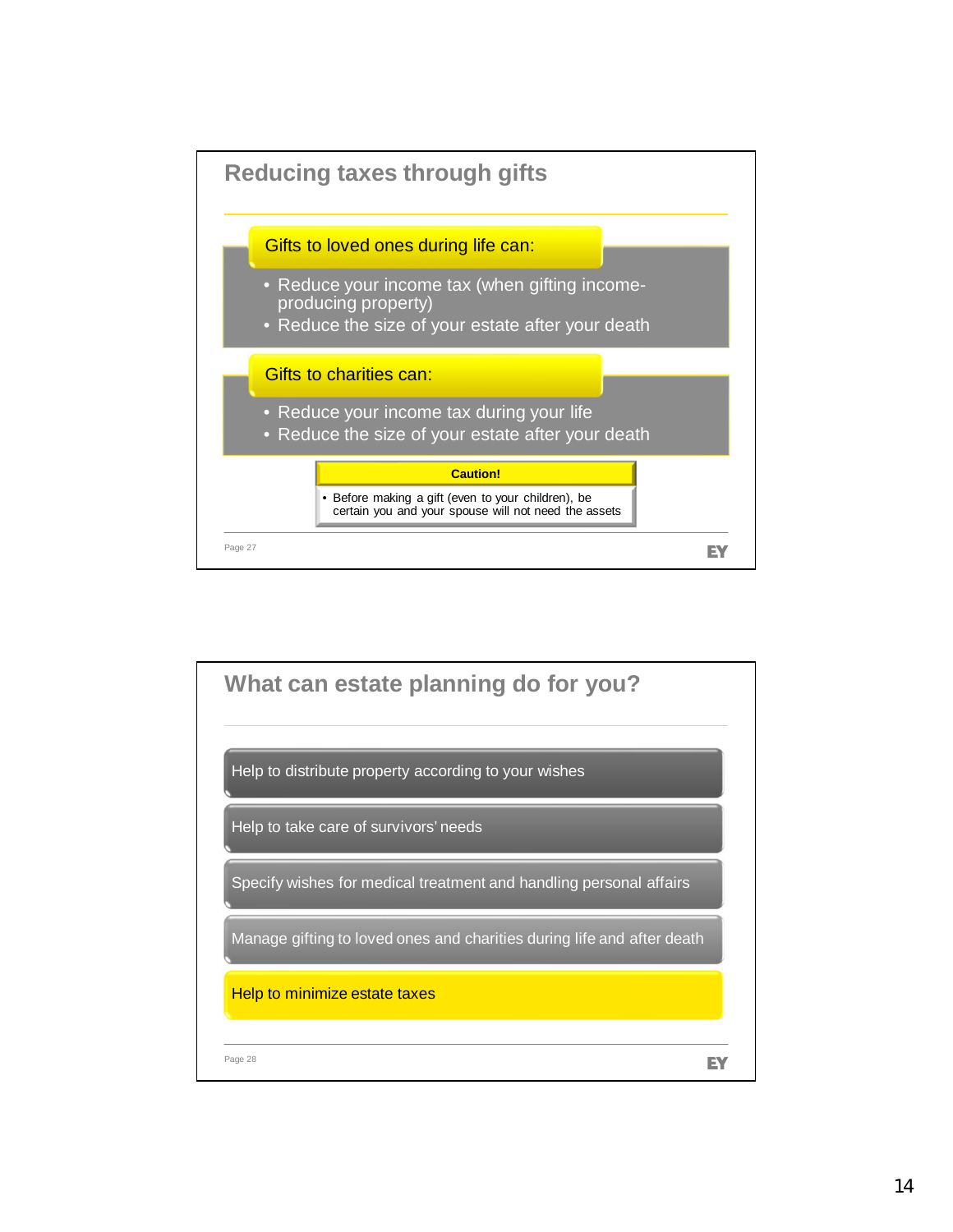## Reducing taxes through gifts

**Gifts to loved ones during life can:**

- Reduce your income tax (when gifting income-producing property)
- Reduce the size of your estate after your death

**Gifts to charities can:**

- Reduce your income tax during your life
- Reduce the size of your estate after your death

**Caution!**

- Before making a gift (even to your children), be certain you and your spouse will not need the assets

## What can estate planning do for you?

- Help to distribute property according to your wishes
- Help to take care of survivors' needs
- Specify wishes for medical treatment and handling personal affairs
- Manage gifting to loved ones and charities during life and after death
- Help to minimize estate taxes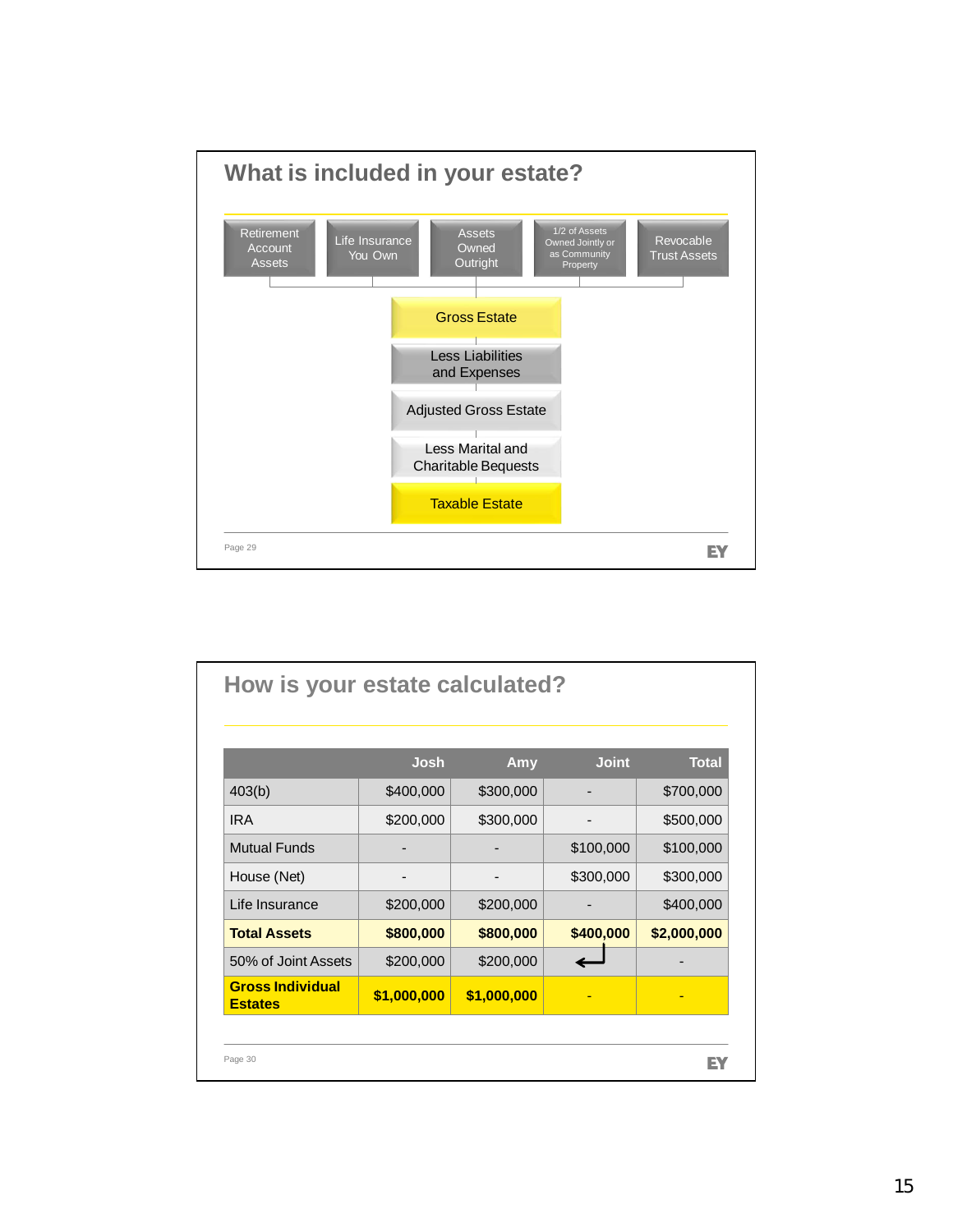## What is included in your estate?

- Retirement Account Assets
- Life Insurance You Own
- Assets Owned Outright
- 1/2 of Assets Owned Jointly or as Community Property
- Revocable Trust Assets

Gross Estate

Less Liabilities and Expenses

Adjusted Gross Estate

Less Marital and Charitable Bequests

Taxable Estate

## How is your estate calculated?

| | Josh | Amy | Joint | Total |
|---|---|---|---|---|
| 403(b) | $400,000 | $300,000 | - | $700,000 |
| IRA | $200,000 | $300,000 | - | $500,000 |
| Mutual Funds | - | - | $100,000 | $100,000 |
| House (Net) | - | - | $300,000 | $300,000 |
| Life Insurance | $200,000 | $200,000 | - | $400,000 |
| **Total Assets** | **$800,000** | **$800,000** | **$400,000** | **$2,000,000** |
| 50% of Joint Assets | $200,000 | $200,000 | ↵ | - |
| **Gross Individual Estates** | **$1,000,000** | **$1,000,000** | - | - |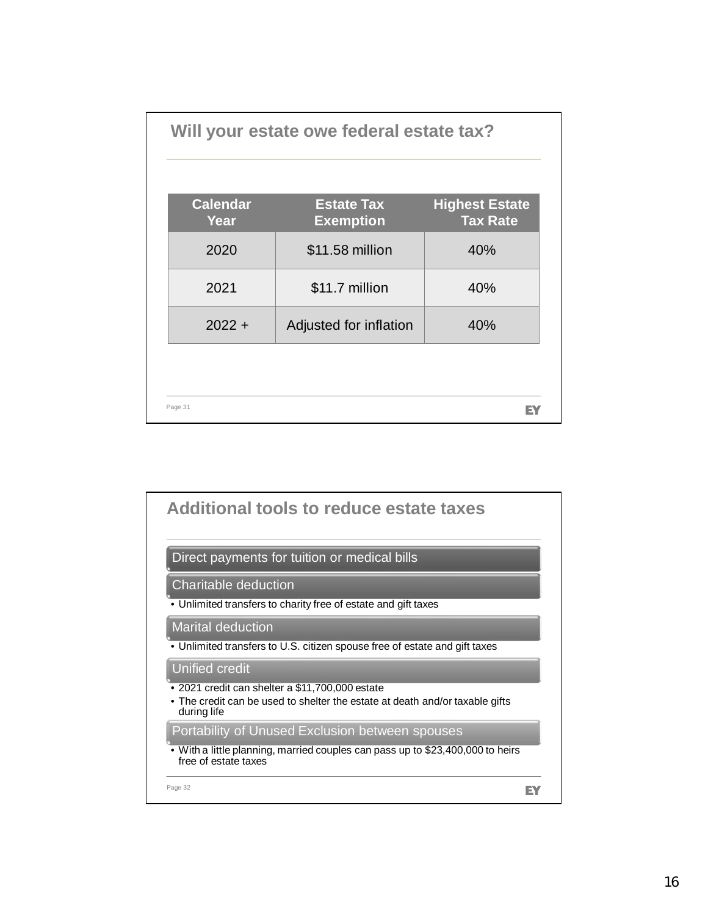## Will your estate owe federal estate tax?

| Calendar Year | Estate Tax Exemption | Highest Estate Tax Rate |
|---|---|---|
| 2020 | $11.58 million | 40% |
| 2021 | $11.7 million | 40% |
| 2022 + | Adjusted for inflation | 40% |

## Additional tools to reduce estate taxes

### Direct payments for tuition or medical bills

### Charitable deduction

- Unlimited transfers to charity free of estate and gift taxes

### Marital deduction

- Unlimited transfers to U.S. citizen spouse free of estate and gift taxes

### Unified credit

- 2021 credit can shelter a $11,700,000 estate
- The credit can be used to shelter the estate at death and/or taxable gifts during life

### Portability of Unused Exclusion between spouses

- With a little planning, married couples can pass up to $23,400,000 to heirs free of estate taxes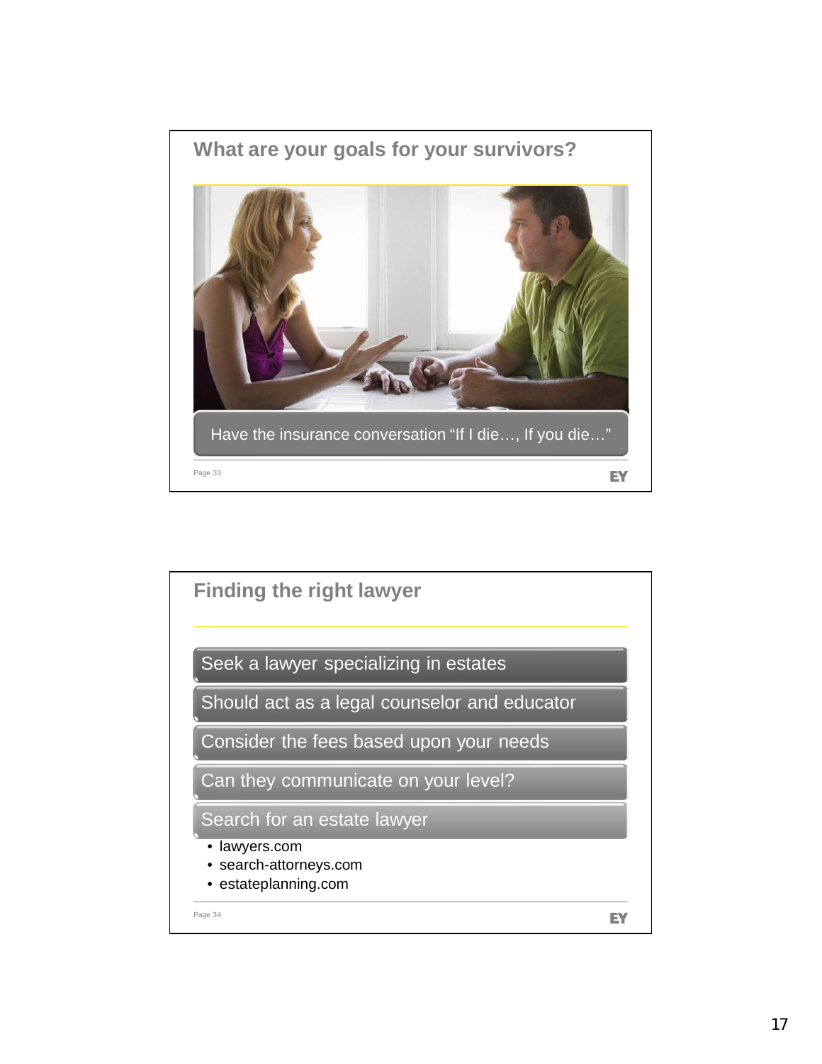## What are your goals for your survivors?

Have the insurance conversation "If I die…, If you die…"

## Finding the right lawyer

- Seek a lawyer specializing in estates
- Should act as a legal counselor and educator
- Consider the fees based upon your needs
- Can they communicate on your level?
- Search for an estate lawyer
  - lawyers.com
  - search-attorneys.com
  - estateplanning.com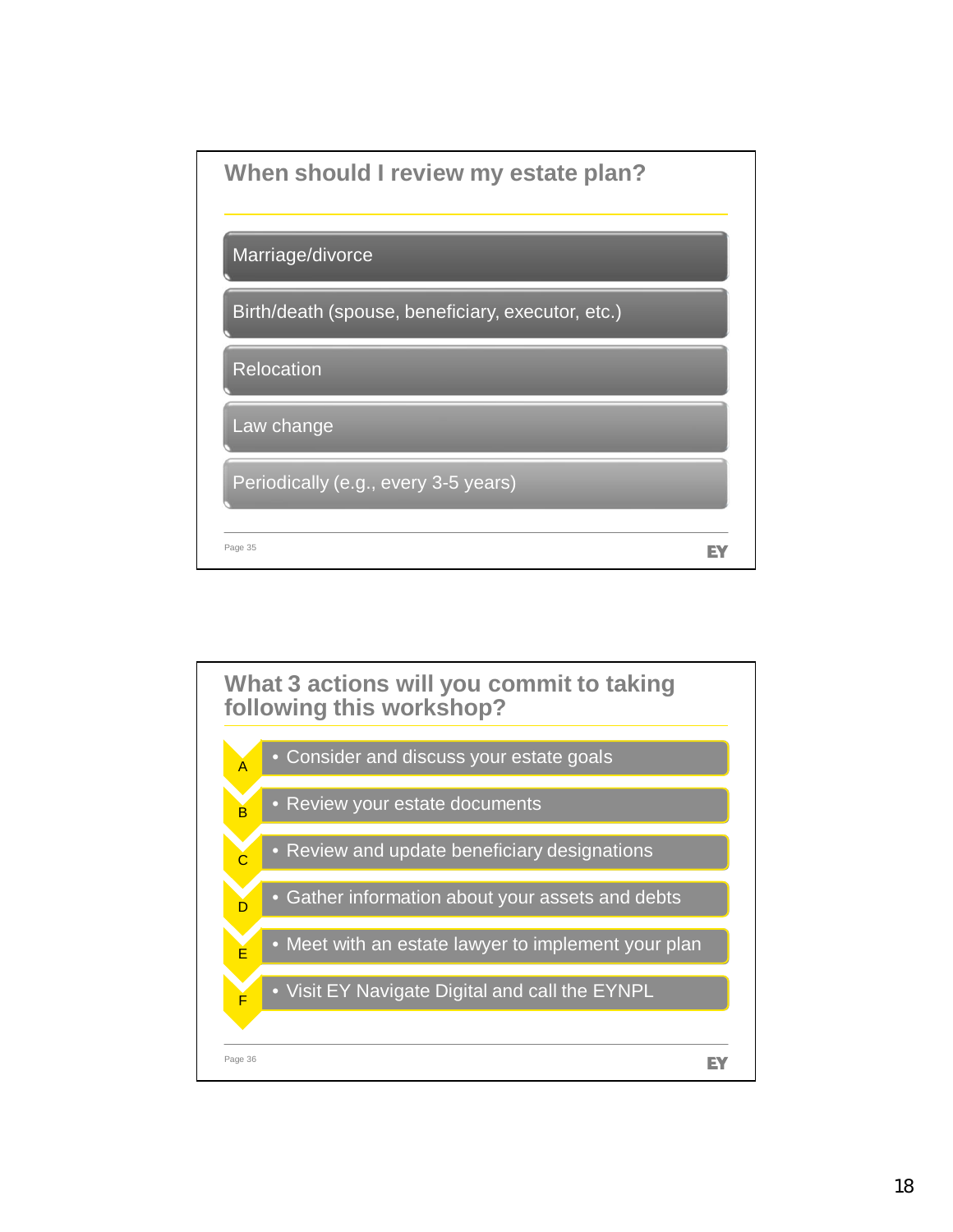## When should I review my estate plan?

- Marriage/divorce
- Birth/death (spouse, beneficiary, executor, etc.)
- Relocation
- Law change
- Periodically (e.g., every 3-5 years)

Page 35

## What 3 actions will you commit to taking following this workshop?

- A — Consider and discuss your estate goals
- B — Review your estate documents
- C — Review and update beneficiary designations
- D — Gather information about your assets and debts
- E — Meet with an estate lawyer to implement your plan
- F — Visit EY Navigate Digital and call the EYNPL

Page 36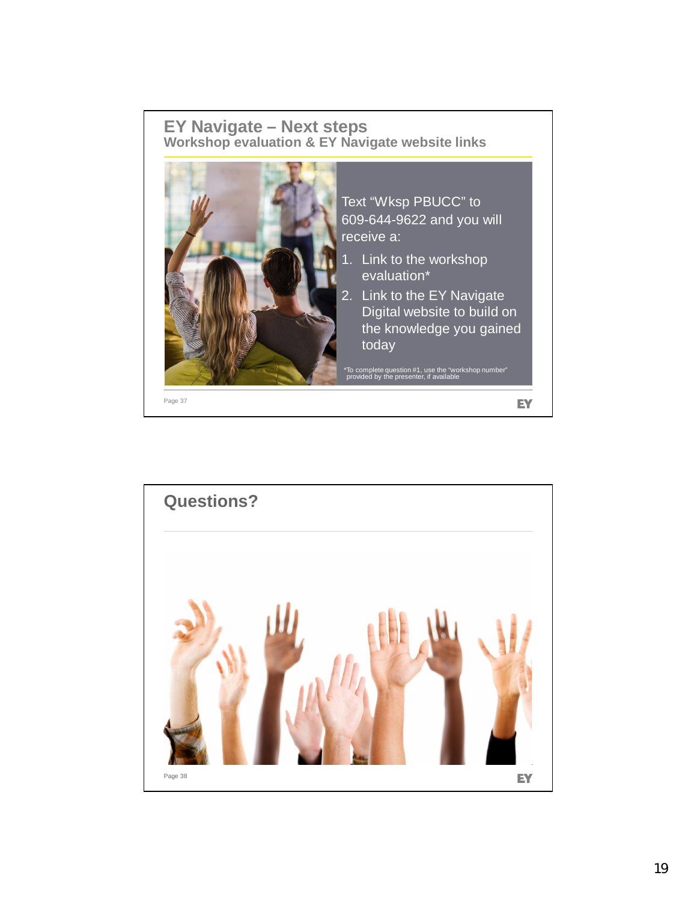## EY Navigate – Next steps

### Workshop evaluation & EY Navigate website links

Text "Wksp PBUCC" to 609-644-9622 and you will receive a:

1. Link to the workshop evaluation*
2. Link to the EY Navigate Digital website to build on the knowledge you gained today

*To complete question #1, use the "workshop number" provided by the presenter, if available

## Questions?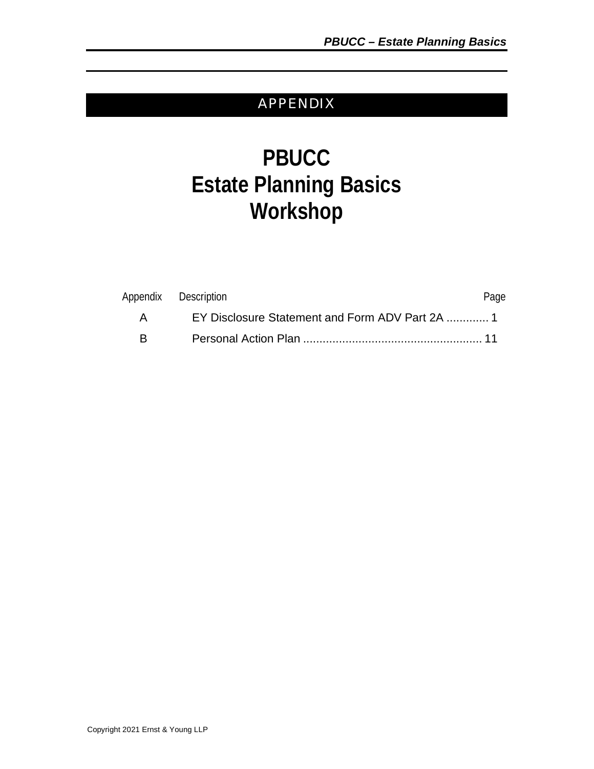## APPENDIX

# PBUCC
# Estate Planning Basics
# Workshop

| Appendix | Description | Page |
|---|---|---|
| A | EY Disclosure Statement and Form ADV Part 2A | 1 |
| B | Personal Action Plan | 11 |

Copyright 2021 Ernst & Young LLP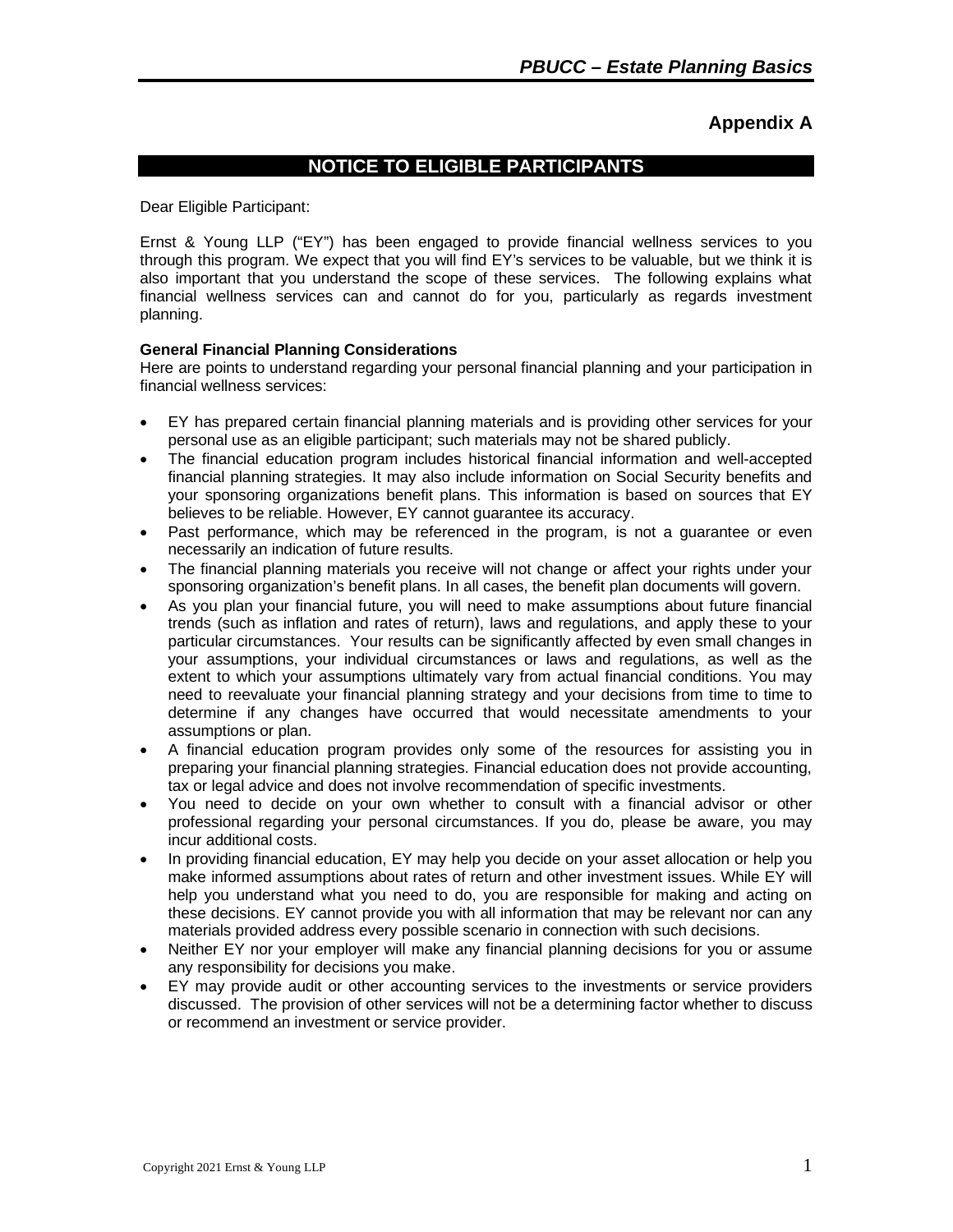## Appendix A

## NOTICE TO ELIGIBLE PARTICIPANTS

Dear Eligible Participant:

Ernst & Young LLP ("EY") has been engaged to provide financial wellness services to you through this program. We expect that you will find EY's services to be valuable, but we think it is also important that you understand the scope of these services. The following explains what financial wellness services can and cannot do for you, particularly as regards investment planning.

**General Financial Planning Considerations**

Here are points to understand regarding your personal financial planning and your participation in financial wellness services:

- EY has prepared certain financial planning materials and is providing other services for your personal use as an eligible participant; such materials may not be shared publicly.
- The financial education program includes historical financial information and well-accepted financial planning strategies. It may also include information on Social Security benefits and your sponsoring organizations benefit plans. This information is based on sources that EY believes to be reliable. However, EY cannot guarantee its accuracy.
- Past performance, which may be referenced in the program, is not a guarantee or even necessarily an indication of future results.
- The financial planning materials you receive will not change or affect your rights under your sponsoring organization's benefit plans. In all cases, the benefit plan documents will govern.
- As you plan your financial future, you will need to make assumptions about future financial trends (such as inflation and rates of return), laws and regulations, and apply these to your particular circumstances. Your results can be significantly affected by even small changes in your assumptions, your individual circumstances or laws and regulations, as well as the extent to which your assumptions ultimately vary from actual financial conditions. You may need to reevaluate your financial planning strategy and your decisions from time to time to determine if any changes have occurred that would necessitate amendments to your assumptions or plan.
- A financial education program provides only some of the resources for assisting you in preparing your financial planning strategies. Financial education does not provide accounting, tax or legal advice and does not involve recommendation of specific investments.
- You need to decide on your own whether to consult with a financial advisor or other professional regarding your personal circumstances. If you do, please be aware, you may incur additional costs.
- In providing financial education, EY may help you decide on your asset allocation or help you make informed assumptions about rates of return and other investment issues. While EY will help you understand what you need to do, you are responsible for making and acting on these decisions. EY cannot provide you with all information that may be relevant nor can any materials provided address every possible scenario in connection with such decisions.
- Neither EY nor your employer will make any financial planning decisions for you or assume any responsibility for decisions you make.
- EY may provide audit or other accounting services to the investments or service providers discussed. The provision of other services will not be a determining factor whether to discuss or recommend an investment or service provider.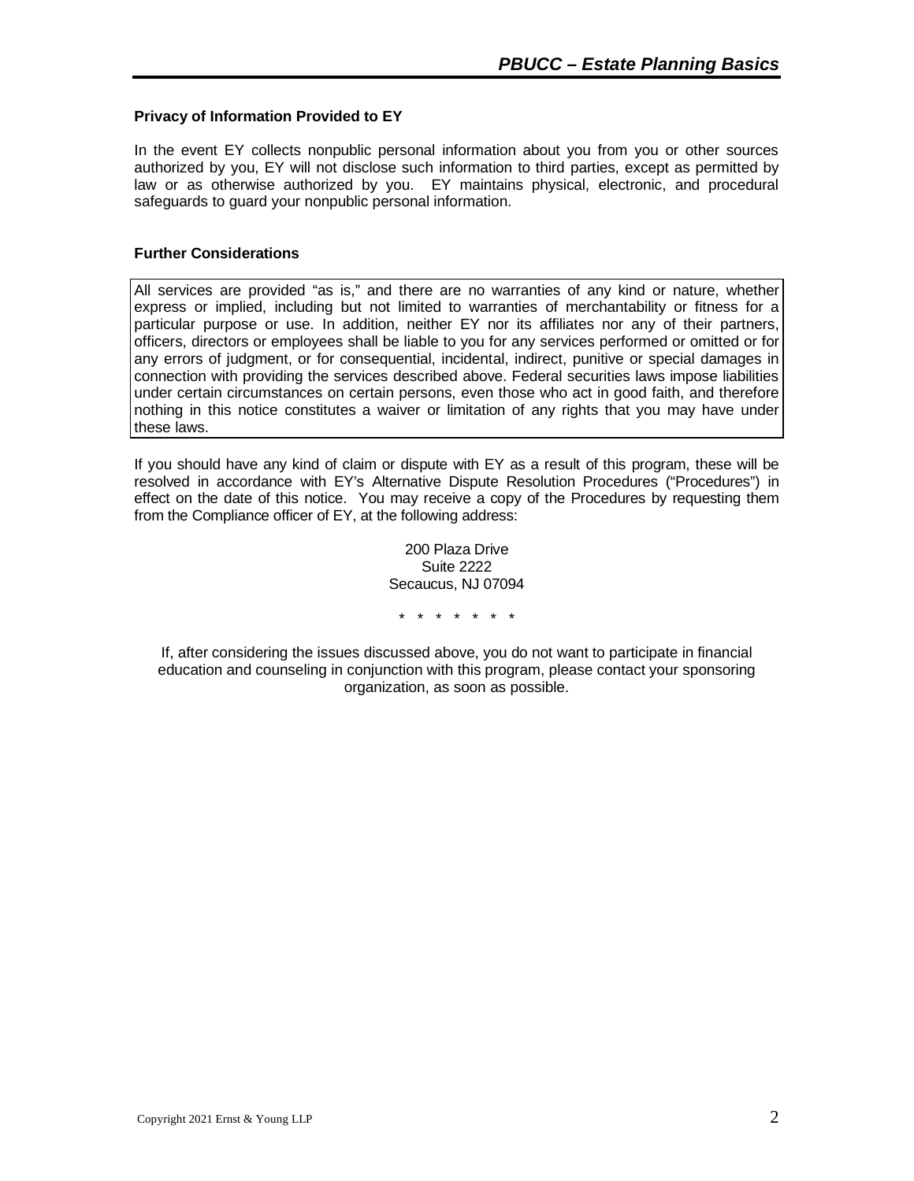**Privacy of Information Provided to EY**

In the event EY collects nonpublic personal information about you from you or other sources authorized by you, EY will not disclose such information to third parties, except as permitted by law or as otherwise authorized by you. EY maintains physical, electronic, and procedural safeguards to guard your nonpublic personal information.

**Further Considerations**

All services are provided "as is," and there are no warranties of any kind or nature, whether express or implied, including but not limited to warranties of merchantability or fitness for a particular purpose or use. In addition, neither EY nor its affiliates nor any of their partners, officers, directors or employees shall be liable to you for any services performed or omitted or for any errors of judgment, or for consequential, incidental, indirect, punitive or special damages in connection with providing the services described above. Federal securities laws impose liabilities under certain circumstances on certain persons, even those who act in good faith, and therefore nothing in this notice constitutes a waiver or limitation of any rights that you may have under these laws.

If you should have any kind of claim or dispute with EY as a result of this program, these will be resolved in accordance with EY's Alternative Dispute Resolution Procedures ("Procedures") in effect on the date of this notice. You may receive a copy of the Procedures by requesting them from the Compliance officer of EY, at the following address:

200 Plaza Drive
Suite 2222
Secaucus, NJ 07094

\* \* \* \* \* \* \*

If, after considering the issues discussed above, you do not want to participate in financial education and counseling in conjunction with this program, please contact your sponsoring organization, as soon as possible.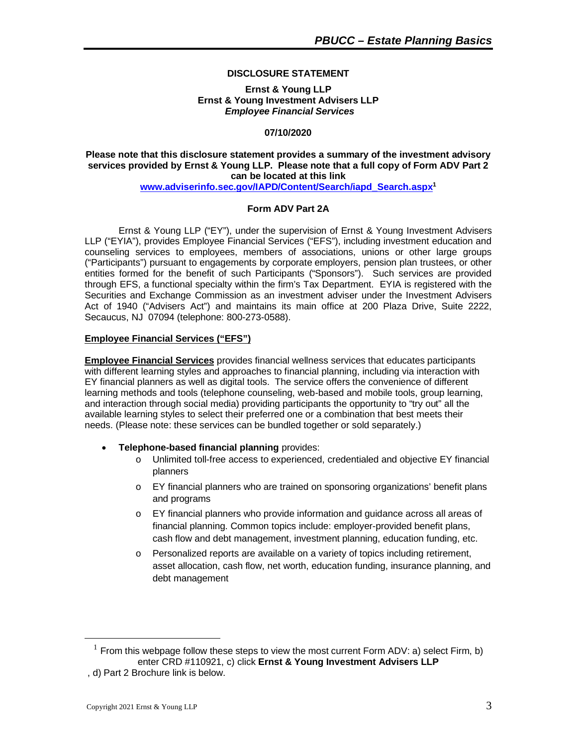## DISCLOSURE STATEMENT

**Ernst & Young LLP**
**Ernst & Young Investment Advisers LLP**
***Employee Financial Services***

**07/10/2020**

**Please note that this disclosure statement provides a summary of the investment advisory services provided by Ernst & Young LLP. Please note that a full copy of Form ADV Part 2 can be located at this link [www.adviserinfo.sec.gov/IAPD/Content/Search/iapd_Search.aspx](http://www.adviserinfo.sec.gov/IAPD/Content/Search/iapd_Search.aspx)[1]**

### Form ADV Part 2A

Ernst & Young LLP ("EY"), under the supervision of Ernst & Young Investment Advisers LLP ("EYIA"), provides Employee Financial Services ("EFS"), including investment education and counseling services to employees, members of associations, unions or other large groups ("Participants") pursuant to engagements by corporate employers, pension plan trustees, or other entities formed for the benefit of such Participants ("Sponsors"). Such services are provided through EFS, a functional specialty within the firm's Tax Department. EYIA is registered with the Securities and Exchange Commission as an investment adviser under the Investment Advisers Act of 1940 ("Advisers Act") and maintains its main office at 200 Plaza Drive, Suite 2222, Secaucus, NJ 07094 (telephone: 800-273-0588).

**Employee Financial Services ("EFS")**

**Employee Financial Services** provides financial wellness services that educates participants with different learning styles and approaches to financial planning, including via interaction with EY financial planners as well as digital tools. The service offers the convenience of different learning methods and tools (telephone counseling, web-based and mobile tools, group learning, and interaction through social media) providing participants the opportunity to "try out" all the available learning styles to select their preferred one or a combination that best meets their needs. (Please note: these services can be bundled together or sold separately.)

- **Telephone-based financial planning** provides:
  - Unlimited toll-free access to experienced, credentialed and objective EY financial planners
  - EY financial planners who are trained on sponsoring organizations' benefit plans and programs
  - EY financial planners who provide information and guidance across all areas of financial planning. Common topics include: employer-provided benefit plans, cash flow and debt management, investment planning, education funding, etc.
  - Personalized reports are available on a variety of topics including retirement, asset allocation, cash flow, net worth, education funding, insurance planning, and debt management

---

[1] From this webpage follow these steps to view the most current Form ADV: a) select Firm, b) enter CRD #110921, c) click **Ernst & Young Investment Advisers LLP**, d) Part 2 Brochure link is below.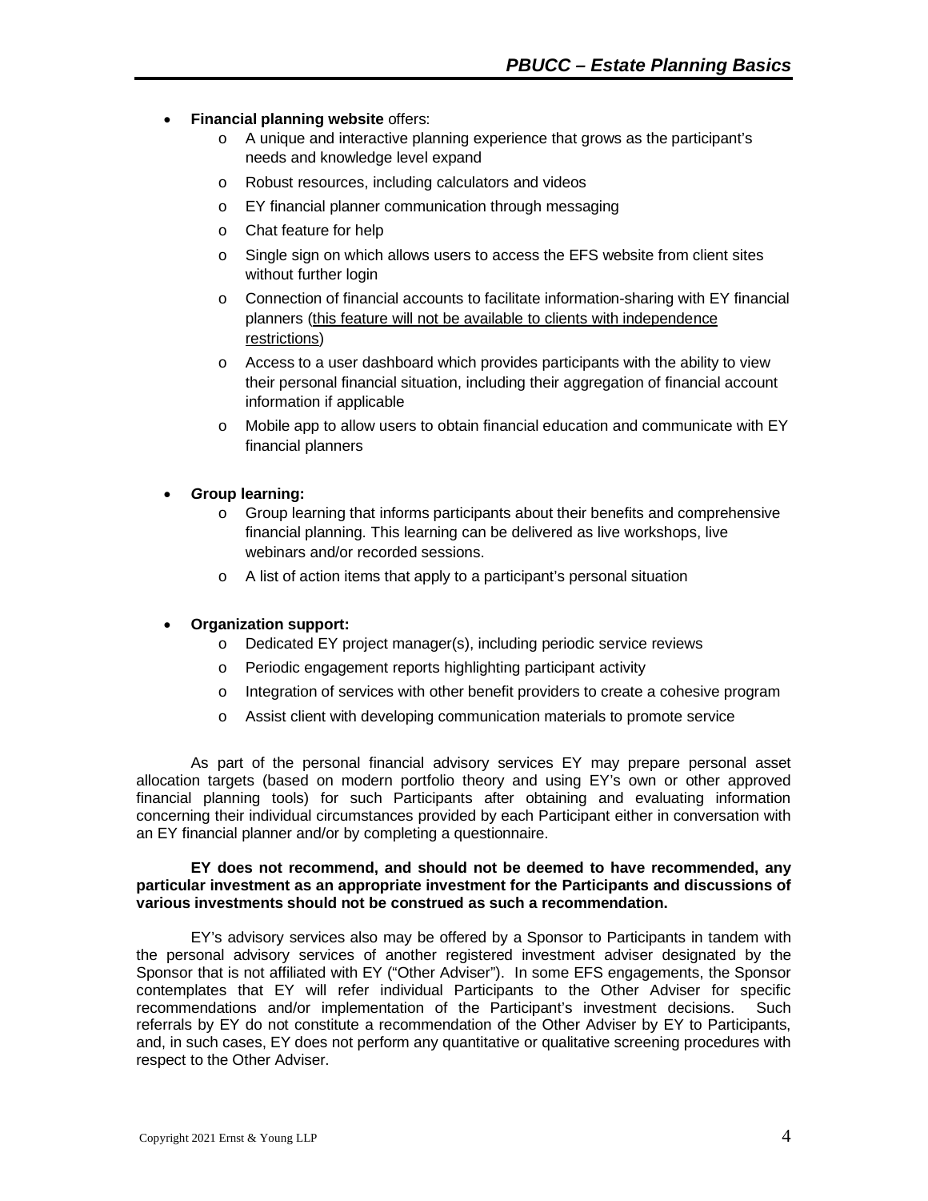- **Financial planning website** offers:
  - A unique and interactive planning experience that grows as the participant's needs and knowledge level expand
  - Robust resources, including calculators and videos
  - EY financial planner communication through messaging
  - Chat feature for help
  - Single sign on which allows users to access the EFS website from client sites without further login
  - Connection of financial accounts to facilitate information-sharing with EY financial planners (<u>this feature will not be available to clients with independence restrictions</u>)
  - Access to a user dashboard which provides participants with the ability to view their personal financial situation, including their aggregation of financial account information if applicable
  - Mobile app to allow users to obtain financial education and communicate with EY financial planners

- ***G*roup learning:**
  - Group learning that informs participants about their benefits and comprehensive financial planning. This learning can be delivered as live workshops, live webinars and/or recorded sessions.
  - A list of action items that apply to a participant's personal situation

- **Organization support:**
  - Dedicated EY project manager(s), including periodic service reviews
  - Periodic engagement reports highlighting participant activity
  - Integration of services with other benefit providers to create a cohesive program
  - Assist client with developing communication materials to promote service

As part of the personal financial advisory services EY may prepare personal asset allocation targets (based on modern portfolio theory and using EY's own or other approved financial planning tools) for such Participants after obtaining and evaluating information concerning their individual circumstances provided by each Participant either in conversation with an EY financial planner and/or by completing a questionnaire.

**EY does not recommend, and should not be deemed to have recommended, any particular investment as an appropriate investment for the Participants and discussions of various investments should not be construed as such a recommendation.**

EY's advisory services also may be offered by a Sponsor to Participants in tandem with the personal advisory services of another registered investment adviser designated by the Sponsor that is not affiliated with EY ("Other Adviser"). In some EFS engagements, the Sponsor contemplates that EY will refer individual Participants to the Other Adviser for specific recommendations and/or implementation of the Participant's investment decisions. Such referrals by EY do not constitute a recommendation of the Other Adviser by EY to Participants, and, in such cases, EY does not perform any quantitative or qualitative screening procedures with respect to the Other Adviser.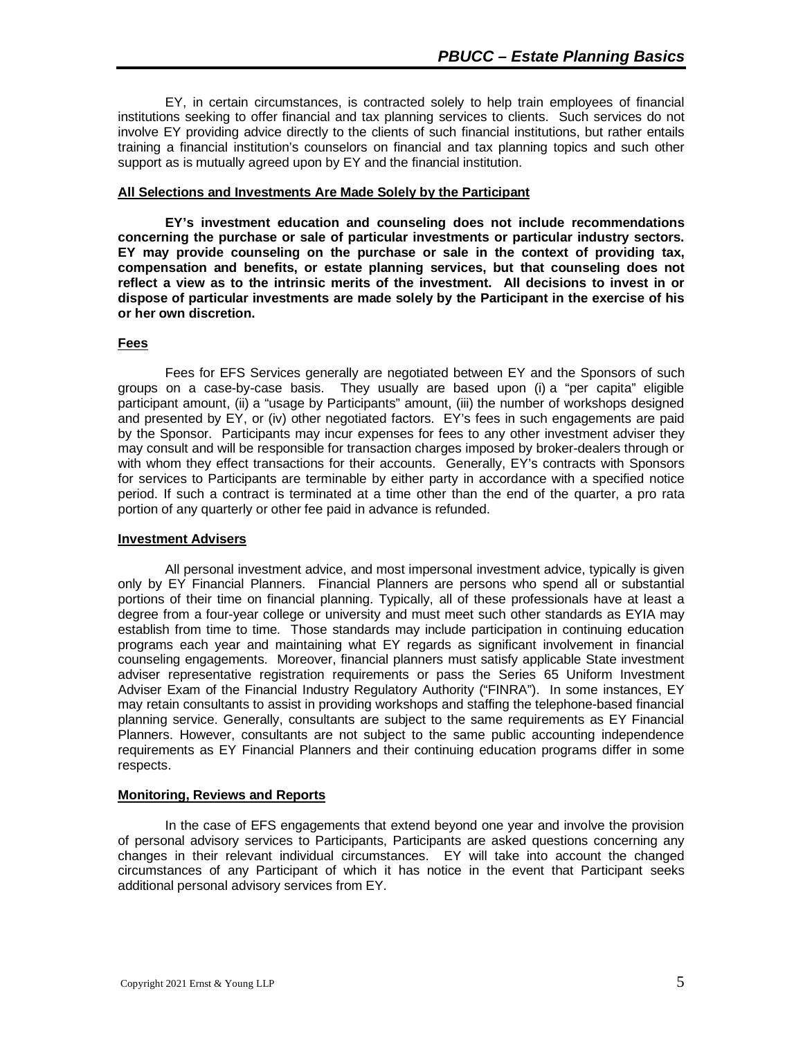EY, in certain circumstances, is contracted solely to help train employees of financial institutions seeking to offer financial and tax planning services to clients. Such services do not involve EY providing advice directly to the clients of such financial institutions, but rather entails training a financial institution's counselors on financial and tax planning topics and such other support as is mutually agreed upon by EY and the financial institution.

### All Selections and Investments Are Made Solely by the Participant

**EY's investment education and counseling does not include recommendations concerning the purchase or sale of particular investments or particular industry sectors. EY may provide counseling on the purchase or sale in the context of providing tax, compensation and benefits, or estate planning services, but that counseling does not reflect a view as to the intrinsic merits of the investment. All decisions to invest in or dispose of particular investments are made solely by the Participant in the exercise of his or her own discretion.**

### Fees

Fees for EFS Services generally are negotiated between EY and the Sponsors of such groups on a case-by-case basis. They usually are based upon (i) a "per capita" eligible participant amount, (ii) a "usage by Participants" amount, (iii) the number of workshops designed and presented by EY, or (iv) other negotiated factors. EY's fees in such engagements are paid by the Sponsor. Participants may incur expenses for fees to any other investment adviser they may consult and will be responsible for transaction charges imposed by broker-dealers through or with whom they effect transactions for their accounts. Generally, EY's contracts with Sponsors for services to Participants are terminable by either party in accordance with a specified notice period. If such a contract is terminated at a time other than the end of the quarter, a pro rata portion of any quarterly or other fee paid in advance is refunded.

### Investment Advisers

All personal investment advice, and most impersonal investment advice, typically is given only by EY Financial Planners. Financial Planners are persons who spend all or substantial portions of their time on financial planning. Typically, all of these professionals have at least a degree from a four-year college or university and must meet such other standards as EYIA may establish from time to time. Those standards may include participation in continuing education programs each year and maintaining what EY regards as significant involvement in financial counseling engagements. Moreover, financial planners must satisfy applicable State investment adviser representative registration requirements or pass the Series 65 Uniform Investment Adviser Exam of the Financial Industry Regulatory Authority ("FINRA"). In some instances, EY may retain consultants to assist in providing workshops and staffing the telephone-based financial planning service. Generally, consultants are subject to the same requirements as EY Financial Planners. However, consultants are not subject to the same public accounting independence requirements as EY Financial Planners and their continuing education programs differ in some respects.

### Monitoring, Reviews and Reports

In the case of EFS engagements that extend beyond one year and involve the provision of personal advisory services to Participants, Participants are asked questions concerning any changes in their relevant individual circumstances. EY will take into account the changed circumstances of any Participant of which it has notice in the event that Participant seeks additional personal advisory services from EY.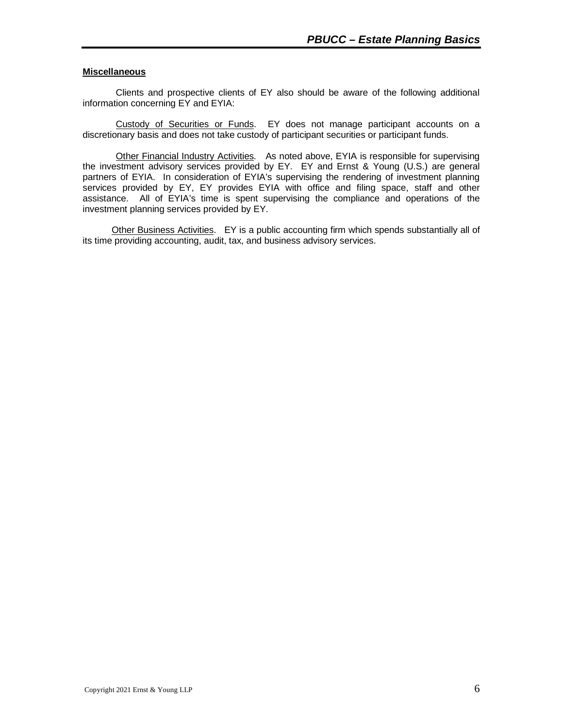**Miscellaneous**

Clients and prospective clients of EY also should be aware of the following additional information concerning EY and EYIA:

Custody of Securities or Funds. EY does not manage participant accounts on a discretionary basis and does not take custody of participant securities or participant funds.

Other Financial Industry Activities. As noted above, EYIA is responsible for supervising the investment advisory services provided by EY. EY and Ernst & Young (U.S.) are general partners of EYIA. In consideration of EYIA's supervising the rendering of investment planning services provided by EY, EY provides EYIA with office and filing space, staff and other assistance. All of EYIA's time is spent supervising the compliance and operations of the investment planning services provided by EY.

Other Business Activities. EY is a public accounting firm which spends substantially all of its time providing accounting, audit, tax, and business advisory services.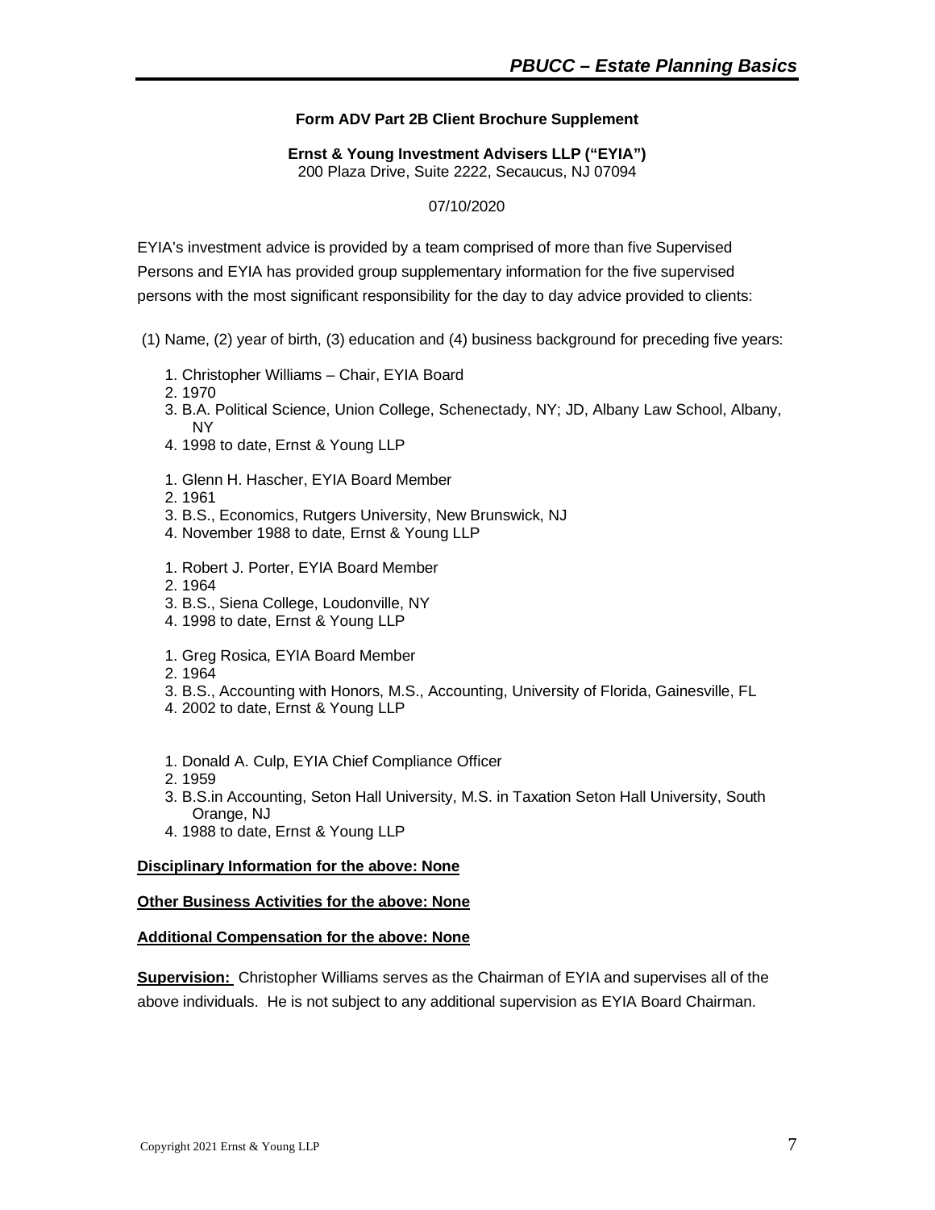**Form ADV Part 2B Client Brochure Supplement**

**Ernst & Young Investment Advisers LLP ("EYIA")**
200 Plaza Drive, Suite 2222, Secaucus, NJ 07094

07/10/2020

EYIA's investment advice is provided by a team comprised of more than five Supervised Persons and EYIA has provided group supplementary information for the five supervised persons with the most significant responsibility for the day to day advice provided to clients:

(1) Name, (2) year of birth, (3) education and (4) business background for preceding five years:

1. Christopher Williams – Chair, EYIA Board
2. 1970
3. B.A. Political Science, Union College, Schenectady, NY; JD, Albany Law School, Albany, NY
4. 1998 to date, Ernst & Young LLP

1. Glenn H. Hascher, EYIA Board Member
2. 1961
3. B.S., Economics, Rutgers University, New Brunswick, NJ
4. November 1988 to date, Ernst & Young LLP

1. Robert J. Porter, EYIA Board Member
2. 1964
3. B.S., Siena College, Loudonville, NY
4. 1998 to date, Ernst & Young LLP

1. Greg Rosica, EYIA Board Member
2. 1964
3. B.S., Accounting with Honors, M.S., Accounting, University of Florida, Gainesville, FL
4. 2002 to date, Ernst & Young LLP

1. Donald A. Culp, EYIA Chief Compliance Officer
2. 1959
3. B.S.in Accounting, Seton Hall University, M.S. in Taxation Seton Hall University, South Orange, NJ
4. 1988 to date, Ernst & Young LLP

**Disciplinary Information for the above: None**

**Other Business Activities for the above: None**

**Additional Compensation for the above: None**

**Supervision:** Christopher Williams serves as the Chairman of EYIA and supervises all of the above individuals. He is not subject to any additional supervision as EYIA Board Chairman.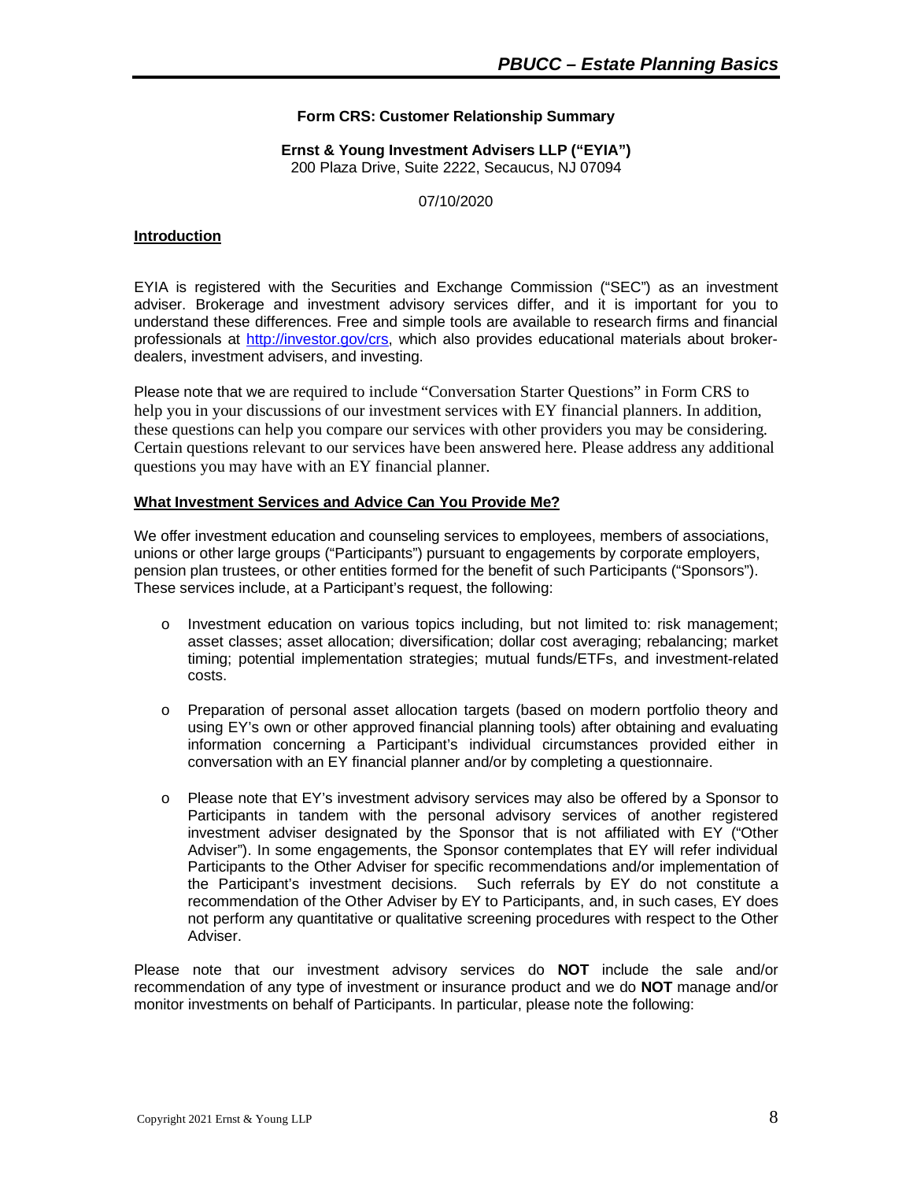**Form CRS: Customer Relationship Summary**

**Ernst & Young Investment Advisers LLP ("EYIA")**
200 Plaza Drive, Suite 2222, Secaucus, NJ 07094

07/10/2020

**Introduction**

EYIA is registered with the Securities and Exchange Commission ("SEC") as an investment adviser. Brokerage and investment advisory services differ, and it is important for you to understand these differences. Free and simple tools are available to research firms and financial professionals at http://investor.gov/crs, which also provides educational materials about broker-dealers, investment advisers, and investing.

Please note that we are required to include "Conversation Starter Questions" in Form CRS to help you in your discussions of our investment services with EY financial planners. In addition, these questions can help you compare our services with other providers you may be considering. Certain questions relevant to our services have been answered here. Please address any additional questions you may have with an EY financial planner.

**What Investment Services and Advice Can You Provide Me?**

We offer investment education and counseling services to employees, members of associations, unions or other large groups ("Participants") pursuant to engagements by corporate employers, pension plan trustees, or other entities formed for the benefit of such Participants ("Sponsors"). These services include, at a Participant's request, the following:

- Investment education on various topics including, but not limited to: risk management; asset classes; asset allocation; diversification; dollar cost averaging; rebalancing; market timing; potential implementation strategies; mutual funds/ETFs, and investment-related costs.
- Preparation of personal asset allocation targets (based on modern portfolio theory and using EY's own or other approved financial planning tools) after obtaining and evaluating information concerning a Participant's individual circumstances provided either in conversation with an EY financial planner and/or by completing a questionnaire.
- Please note that EY's investment advisory services may also be offered by a Sponsor to Participants in tandem with the personal advisory services of another registered investment adviser designated by the Sponsor that is not affiliated with EY ("Other Adviser"). In some engagements, the Sponsor contemplates that EY will refer individual Participants to the Other Adviser for specific recommendations and/or implementation of the Participant's investment decisions. Such referrals by EY do not constitute a recommendation of the Other Adviser by EY to Participants, and, in such cases, EY does not perform any quantitative or qualitative screening procedures with respect to the Other Adviser.

Please note that our investment advisory services do **NOT** include the sale and/or recommendation of any type of investment or insurance product and we do **NOT** manage and/or monitor investments on behalf of Participants. In particular, please note the following: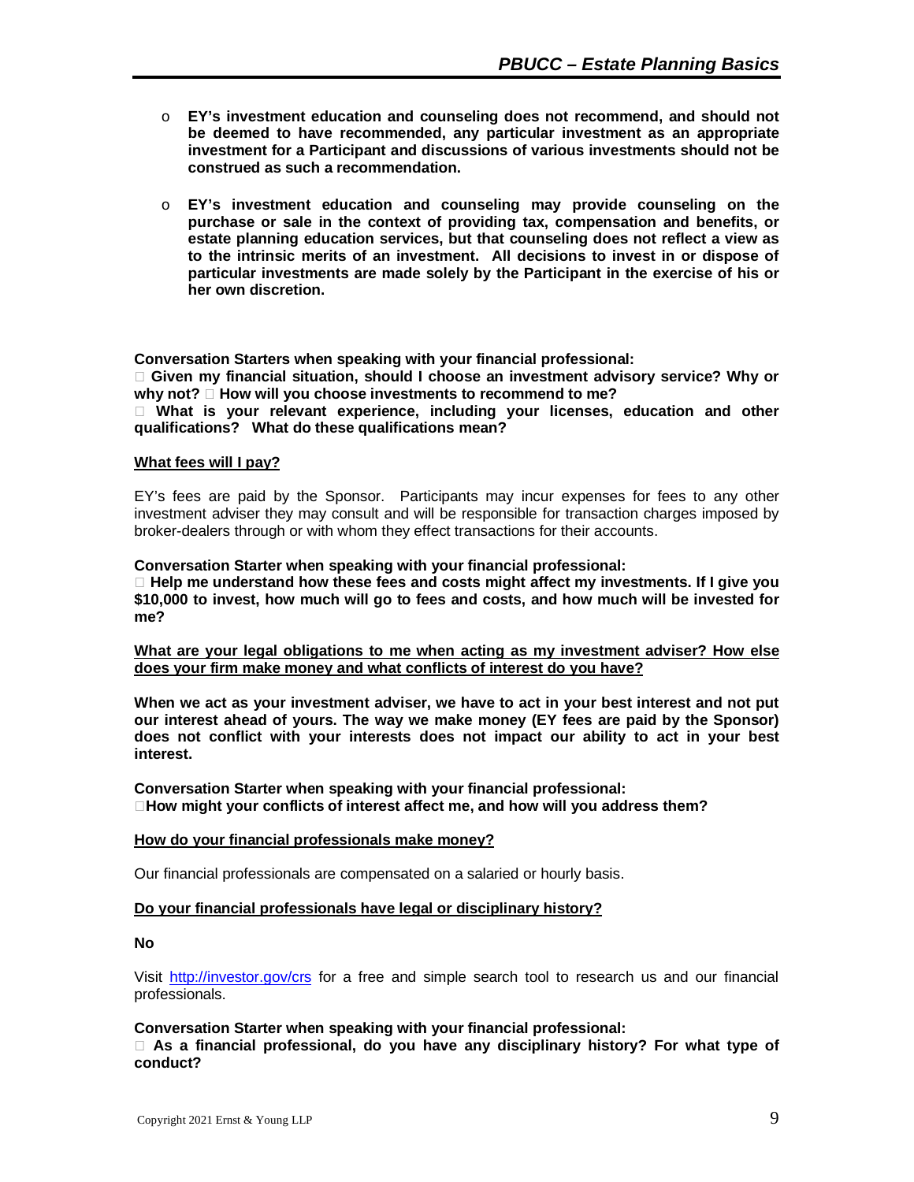- **EY's investment education and counseling does not recommend, and should not be deemed to have recommended, any particular investment as an appropriate investment for a Participant and discussions of various investments should not be construed as such a recommendation.**

- **EY's investment education and counseling may provide counseling on the purchase or sale in the context of providing tax, compensation and benefits, or estate planning education services, but that counseling does not reflect a view as to the intrinsic merits of an investment. All decisions to invest in or dispose of particular investments are made solely by the Participant in the exercise of his or her own discretion.**

**Conversation Starters when speaking with your financial professional:**
- **Given my financial situation, should I choose an investment advisory service? Why or why not?**
- **How will you choose investments to recommend to me?**
- **What is your relevant experience, including your licenses, education and other qualifications? What do these qualifications mean?**

**<u>What fees will I pay?</u>**

EY's fees are paid by the Sponsor. Participants may incur expenses for fees to any other investment adviser they may consult and will be responsible for transaction charges imposed by broker-dealers through or with whom they effect transactions for their accounts.

**Conversation Starter when speaking with your financial professional:**
- **Help me understand how these fees and costs might affect my investments. If I give you $10,000 to invest, how much will go to fees and costs, and how much will be invested for me?**

**<u>What are your legal obligations to me when acting as my investment adviser? How else does your firm make money and what conflicts of interest do you have?</u>**

**When we act as your investment adviser, we have to act in your best interest and not put our interest ahead of yours. The way we make money (EY fees are paid by the Sponsor) does not conflict with your interests does not impact our ability to act in your best interest.**

**Conversation Starter when speaking with your financial professional:**
- **How might your conflicts of interest affect me, and how will you address them?**

**<u>How do your financial professionals make money?</u>**

Our financial professionals are compensated on a salaried or hourly basis.

**<u>Do your financial professionals have legal or disciplinary history?</u>**

**No**

Visit http://investor.gov/crs for a free and simple search tool to research us and our financial professionals.

**Conversation Starter when speaking with your financial professional:**
- **As a financial professional, do you have any disciplinary history? For what type of conduct?**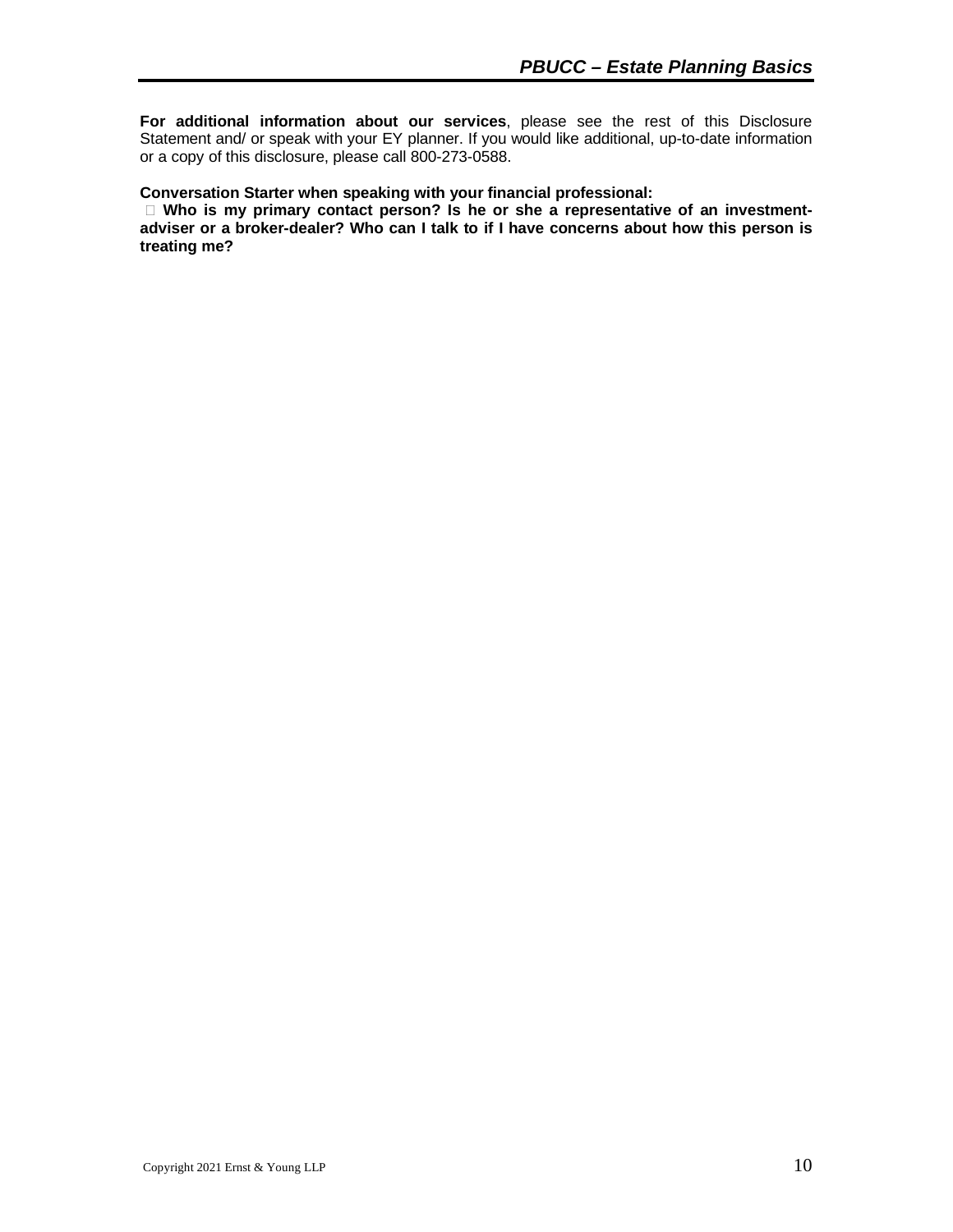**For additional information about our services**, please see the rest of this Disclosure Statement and/ or speak with your EY planner. If you would like additional, up-to-date information or a copy of this disclosure, please call 800-273-0588.

**Conversation Starter when speaking with your financial professional:**

- **Who is my primary contact person? Is he or she a representative of an investment-adviser or a broker-dealer? Who can I talk to if I have concerns about how this person is treating me?**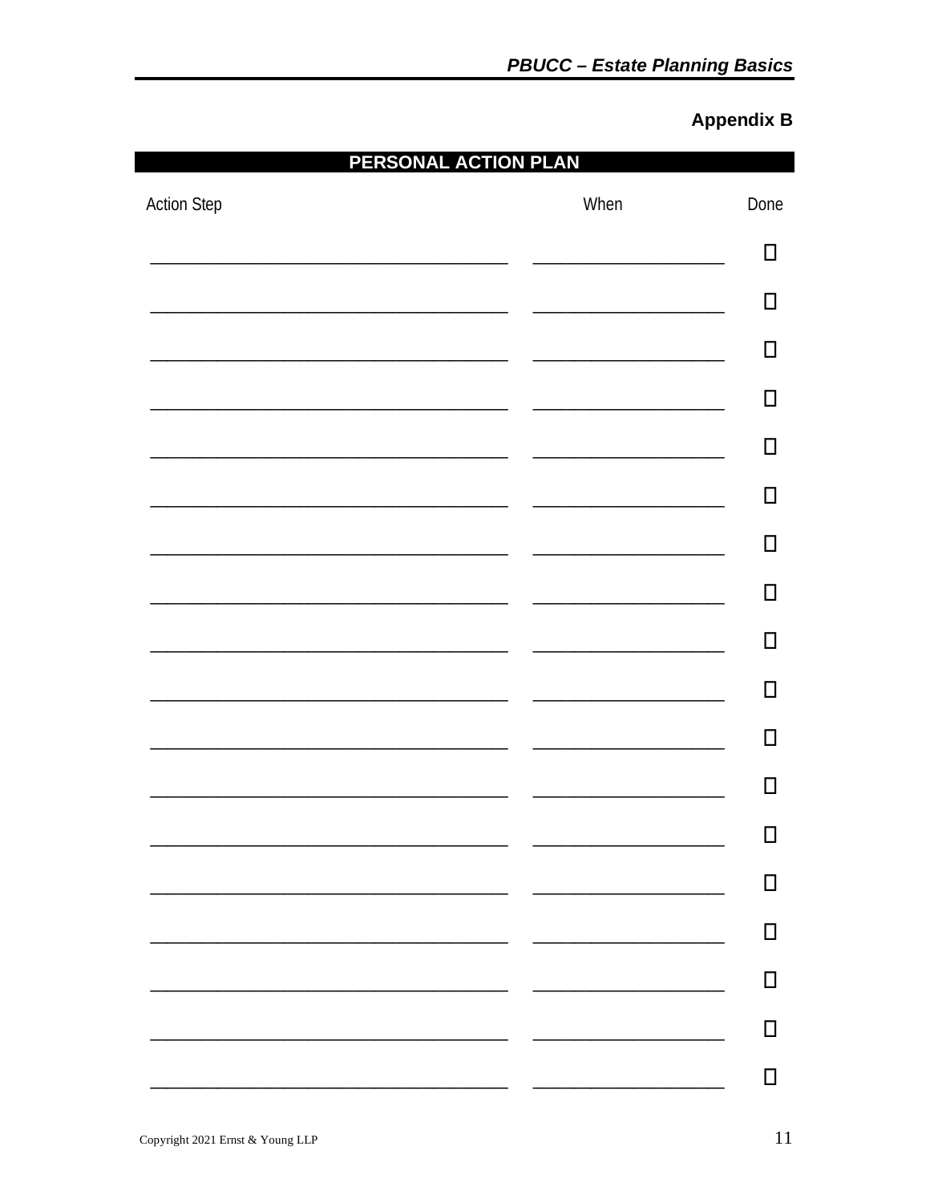**Appendix B**

## PERSONAL ACTION PLAN

| Action Step | When | Done |
| --- | --- | --- |
| _________________________________ | ___________________ | ☐ |
| _________________________________ | ___________________ | ☐ |
| _________________________________ | ___________________ | ☐ |
| _________________________________ | ___________________ | ☐ |
| _________________________________ | ___________________ | ☐ |
| _________________________________ | ___________________ | ☐ |
| _________________________________ | ___________________ | ☐ |
| _________________________________ | ___________________ | ☐ |
| _________________________________ | ___________________ | ☐ |
| _________________________________ | ___________________ | ☐ |
| _________________________________ | ___________________ | ☐ |
| _________________________________ | ___________________ | ☐ |
| _________________________________ | ___________________ | ☐ |
| _________________________________ | ___________________ | ☐ |
| _________________________________ | ___________________ | ☐ |
| _________________________________ | ___________________ | ☐ |
| _________________________________ | ___________________ | ☐ |
| _________________________________ | ___________________ | ☐ |

Copyright 2021 Ernst & Young LLP